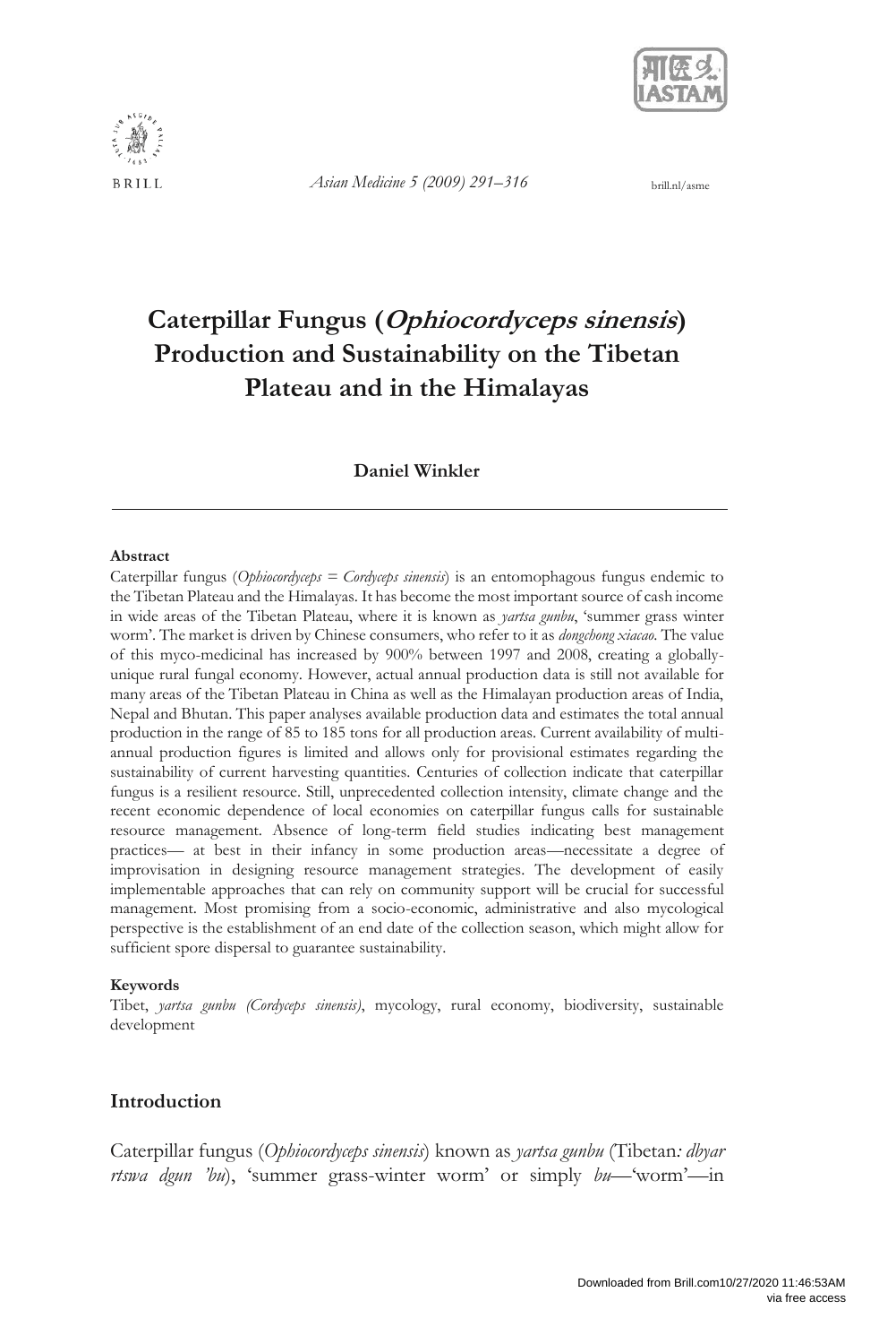# Caterpillar Fungus (*Ophiocordyceps sinensis*) Production and Sustainability on the Tibetan Plateau and in the Himalayas

**Daniel Winkler**

---

**Abstract**

Caterpillar fungus (*Ophiocordyceps = Cordyceps sinensis*) is an entomophagous fungus endemic to the Tibetan Plateau and the Himalayas. It has become the most important source of cash income in wide areas of the Tibetan Plateau, where it is known as *yartsa gunbu*, 'summer grass winter worm'. The market is driven by Chinese consumers, who refer to it as *dongchong xiacao*. The value of this myco-medicinal has increased by 900% between 1997 and 2008, creating a globally-unique rural fungal economy. However, actual annual production data is still not available for many areas of the Tibetan Plateau in China as well as the Himalayan production areas of India, Nepal and Bhutan. This paper analyses available production data and estimates the total annual production in the range of 85 to 185 tons for all production areas. Current availability of multi-annual production figures is limited and allows only for provisional estimates regarding the sustainability of current harvesting quantities. Centuries of collection indicate that caterpillar fungus is a resilient resource. Still, unprecedented collection intensity, climate change and the recent economic dependence of local economies on caterpillar fungus calls for sustainable resource management. Absence of long-term field studies indicating best management practices— at best in their infancy in some production areas—necessitate a degree of improvisation in designing resource management strategies. The development of easily implementable approaches that can rely on community support will be crucial for successful management. Most promising from a socio-economic, administrative and also mycological perspective is the establishment of an end date of the collection season, which might allow for sufficient spore dispersal to guarantee sustainability.

**Keywords**

Tibet, *yartsa gunbu (Cordyceps sinensis)*, mycology, rural economy, biodiversity, sustainable development

## Introduction

Caterpillar fungus (*Ophiocordyceps sinensis*) known as *yartsa gunbu* (Tibetan*: dbyar rtswa dgun 'bu*), 'summer grass-winter worm' or simply *bu*—'worm'—in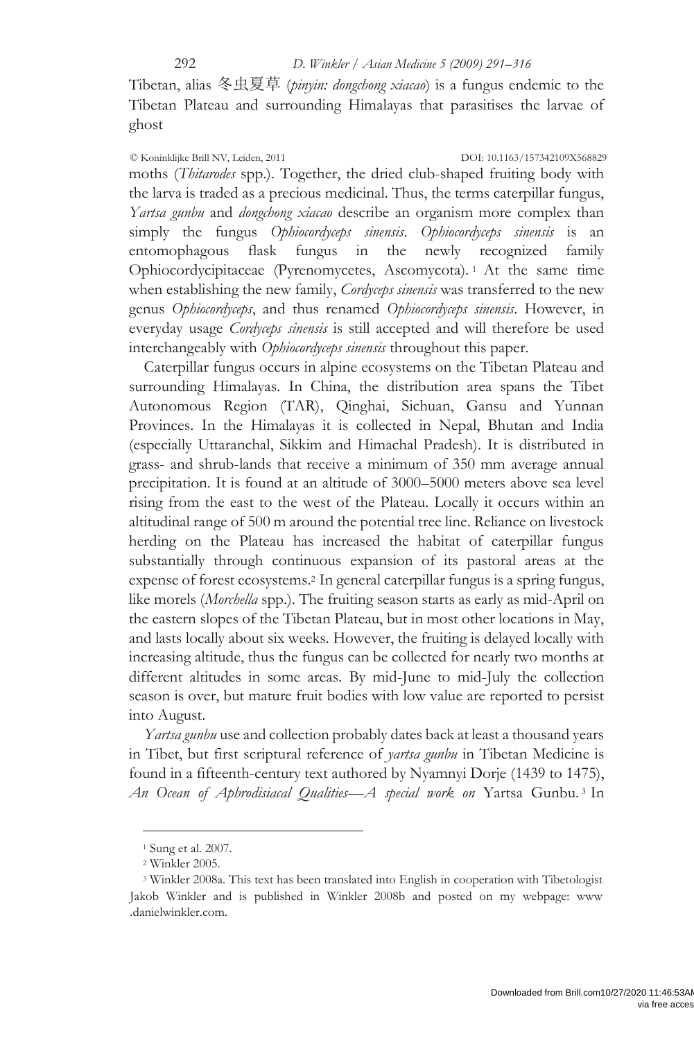Tibetan, alias 冬虫夏草 (*pinyin: dongchong xiacao*) is a fungus endemic to the Tibetan Plateau and surrounding Himalayas that parasitises the larvae of ghost moths (*Thitarodes* spp.). Together, the dried club-shaped fruiting body with the larva is traded as a precious medicinal. Thus, the terms caterpillar fungus, *Yartsa gunbu* and *dongchong xiacao* describe an organism more complex than simply the fungus *Ophiocordyceps sinensis*. *Ophiocordyceps sinensis* is an entomophagous flask fungus in the newly recognized family Ophiocordycipitaceae (Pyrenomycetes, Ascomycota).[1] At the same time when establishing the new family, *Cordyceps sinensis* was transferred to the new genus *Ophiocordyceps*, and thus renamed *Ophiocordyceps sinensis*. However, in everyday usage *Cordyceps sinensis* is still accepted and will therefore be used interchangeably with *Ophiocordyceps sinensis* throughout this paper.

Caterpillar fungus occurs in alpine ecosystems on the Tibetan Plateau and surrounding Himalayas. In China, the distribution area spans the Tibet Autonomous Region (TAR), Qinghai, Sichuan, Gansu and Yunnan Provinces. In the Himalayas it is collected in Nepal, Bhutan and India (especially Uttaranchal, Sikkim and Himachal Pradesh). It is distributed in grass- and shrub-lands that receive a minimum of 350 mm average annual precipitation. It is found at an altitude of 3000–5000 meters above sea level rising from the east to the west of the Plateau. Locally it occurs within an altitudinal range of 500 m around the potential tree line. Reliance on livestock herding on the Plateau has increased the habitat of caterpillar fungus substantially through continuous expansion of its pastoral areas at the expense of forest ecosystems.[2] In general caterpillar fungus is a spring fungus, like morels (*Morchella* spp.). The fruiting season starts as early as mid-April on the eastern slopes of the Tibetan Plateau, but in most other locations in May, and lasts locally about six weeks. However, the fruiting is delayed locally with increasing altitude, thus the fungus can be collected for nearly two months at different altitudes in some areas. By mid-June to mid-July the collection season is over, but mature fruit bodies with low value are reported to persist into August.

*Yartsa gunbu* use and collection probably dates back at least a thousand years in Tibet, but first scriptural reference of *yartsa gunbu* in Tibetan Medicine is found in a fifteenth-century text authored by Nyamnyi Dorje (1439 to 1475), *An Ocean of Aphrodisiacal Qualities—A special work on* Yartsa Gunbu.[3] In

[1] Sung et al. 2007.

[2] Winkler 2005.

[3] Winkler 2008a. This text has been translated into English in cooperation with Tibetologist Jakob Winkler and is published in Winkler 2008b and posted on my webpage: www .danielwinkler.com.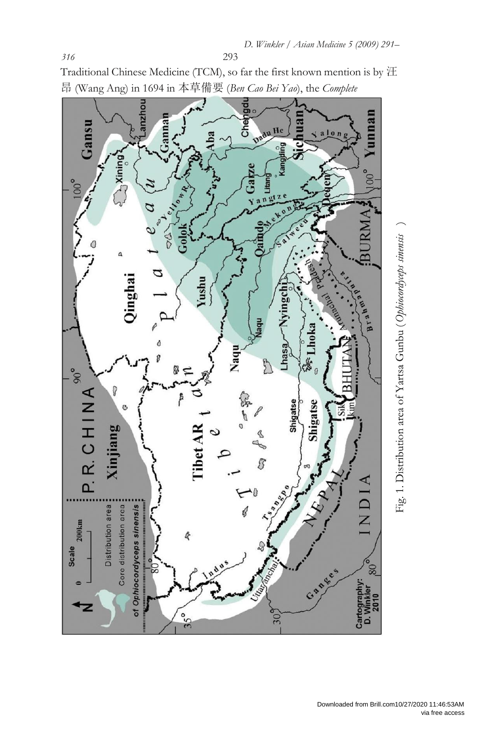Traditional Chinese Medicine (TCM), so far the first known mention is by 汪昂 (Wang Ang) in 1694 in 本草備要 (*Ben Cao Bei Yao*), the *Complete*

Fig. 1. Distribution area of Yartsa Gunbu (*Ophiocordyceps sinensis* )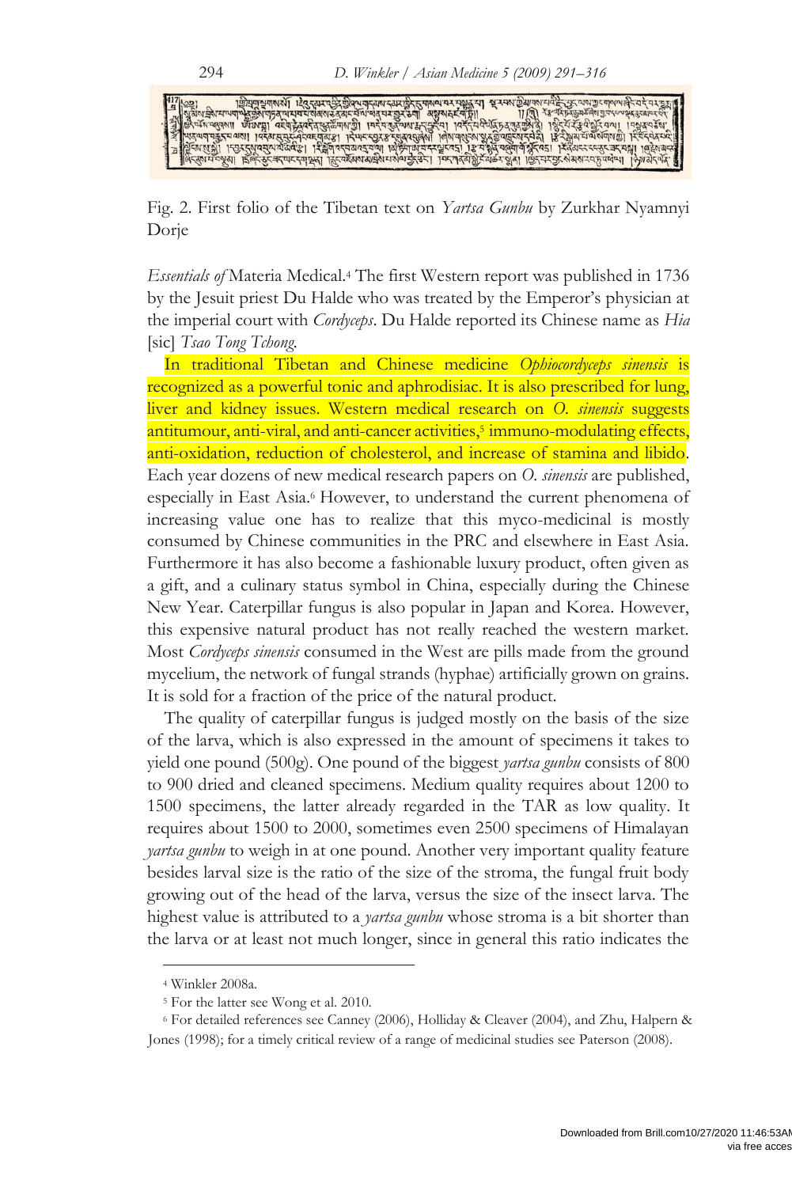Fig. 2. First folio of the Tibetan text on *Yartsa Gunbu* by Zurkhar Nyamnyi Dorje

*Essentials of* Materia Medical.[4] The first Western report was published in 1736 by the Jesuit priest Du Halde who was treated by the Emperor's physician at the imperial court with *Cordyceps*. Du Halde reported its Chinese name as *Hia* [sic] *Tsao Tong Tchong*.

In traditional Tibetan and Chinese medicine *Ophiocordyceps sinensis* is recognized as a powerful tonic and aphrodisiac. It is also prescribed for lung, liver and kidney issues. Western medical research on *O. sinensis* suggests antitumour, anti-viral, and anti-cancer activities,[5] immuno-modulating effects, anti-oxidation, reduction of cholesterol, and increase of stamina and libido. Each year dozens of new medical research papers on *O. sinensis* are published, especially in East Asia.[6] However, to understand the current phenomena of increasing value one has to realize that this myco-medicinal is mostly consumed by Chinese communities in the PRC and elsewhere in East Asia. Furthermore it has also become a fashionable luxury product, often given as a gift, and a culinary status symbol in China, especially during the Chinese New Year. Caterpillar fungus is also popular in Japan and Korea. However, this expensive natural product has not really reached the western market. Most *Cordyceps sinensis* consumed in the West are pills made from the ground mycelium, the network of fungal strands (hyphae) artificially grown on grains. It is sold for a fraction of the price of the natural product.

The quality of caterpillar fungus is judged mostly on the basis of the size of the larva, which is also expressed in the amount of specimens it takes to yield one pound (500g). One pound of the biggest *yartsa gunbu* consists of 800 to 900 dried and cleaned specimens. Medium quality requires about 1200 to 1500 specimens, the latter already regarded in the TAR as low quality. It requires about 1500 to 2000, sometimes even 2500 specimens of Himalayan *yartsa gunbu* to weigh in at one pound. Another very important quality feature besides larval size is the ratio of the size of the stroma, the fungal fruit body growing out of the head of the larva, versus the size of the insect larva. The highest value is attributed to a *yartsa gunbu* whose stroma is a bit shorter than the larva or at least not much longer, since in general this ratio indicates the

[4] Winkler 2008a.

[5] For the latter see Wong et al. 2010.

[6] For detailed references see Canney (2006), Holliday & Cleaver (2004), and Zhu, Halpern & Jones (1998); for a timely critical review of a range of medicinal studies see Paterson (2008).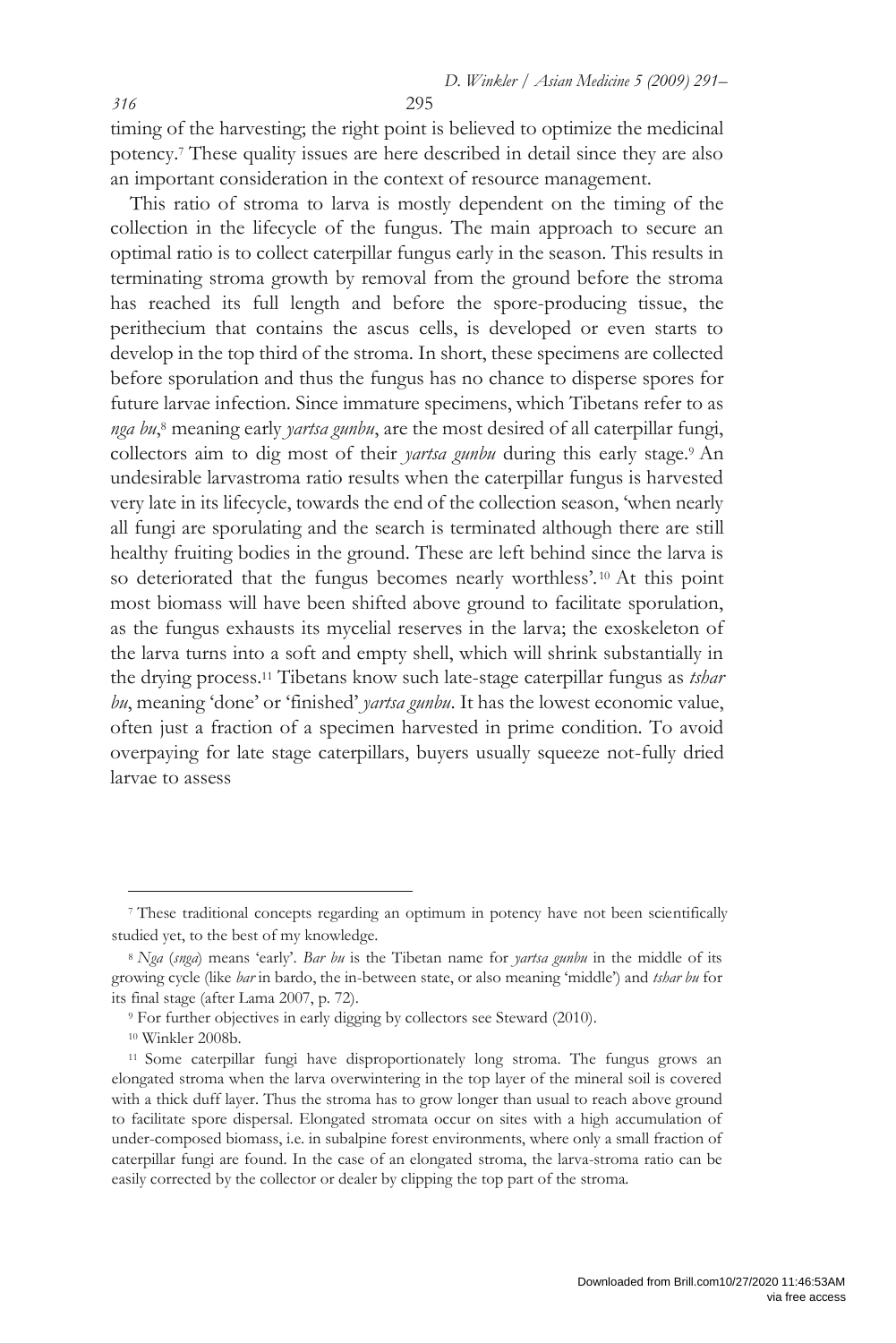timing of the harvesting; the right point is believed to optimize the medicinal potency.[7] These quality issues are here described in detail since they are also an important consideration in the context of resource management.

This ratio of stroma to larva is mostly dependent on the timing of the collection in the lifecycle of the fungus. The main approach to secure an optimal ratio is to collect caterpillar fungus early in the season. This results in terminating stroma growth by removal from the ground before the stroma has reached its full length and before the spore-producing tissue, the perithecium that contains the ascus cells, is developed or even starts to develop in the top third of the stroma. In short, these specimens are collected before sporulation and thus the fungus has no chance to disperse spores for future larvae infection. Since immature specimens, which Tibetans refer to as *nga bu*,[8] meaning early *yartsa gunbu*, are the most desired of all caterpillar fungi, collectors aim to dig most of their *yartsa gunbu* during this early stage.[9] An undesirable larvastroma ratio results when the caterpillar fungus is harvested very late in its lifecycle, towards the end of the collection season, 'when nearly all fungi are sporulating and the search is terminated although there are still healthy fruiting bodies in the ground. These are left behind since the larva is so deteriorated that the fungus becomes nearly worthless'.[10] At this point most biomass will have been shifted above ground to facilitate sporulation, as the fungus exhausts its mycelial reserves in the larva; the exoskeleton of the larva turns into a soft and empty shell, which will shrink substantially in the drying process.[11] Tibetans know such late-stage caterpillar fungus as *tshar bu*, meaning 'done' or 'finished' *yartsa gunbu*. It has the lowest economic value, often just a fraction of a specimen harvested in prime condition. To avoid overpaying for late stage caterpillars, buyers usually squeeze not-fully dried larvae to assess

---

[7] These traditional concepts regarding an optimum in potency have not been scientifically studied yet, to the best of my knowledge.

[8] *Nga* (*snga*) means 'early'. *Bar bu* is the Tibetan name for *yartsa gunbu* in the middle of its growing cycle (like *bar* in bardo, the in-between state, or also meaning 'middle') and *tshar bu* for its final stage (after Lama 2007, p. 72).

[9] For further objectives in early digging by collectors see Steward (2010).

[10] Winkler 2008b.

[11] Some caterpillar fungi have disproportionately long stroma. The fungus grows an elongated stroma when the larva overwintering in the top layer of the mineral soil is covered with a thick duff layer. Thus the stroma has to grow longer than usual to reach above ground to facilitate spore dispersal. Elongated stromata occur on sites with a high accumulation of under-composed biomass, i.e. in subalpine forest environments, where only a small fraction of caterpillar fungi are found. In the case of an elongated stroma, the larva-stroma ratio can be easily corrected by the collector or dealer by clipping the top part of the stroma.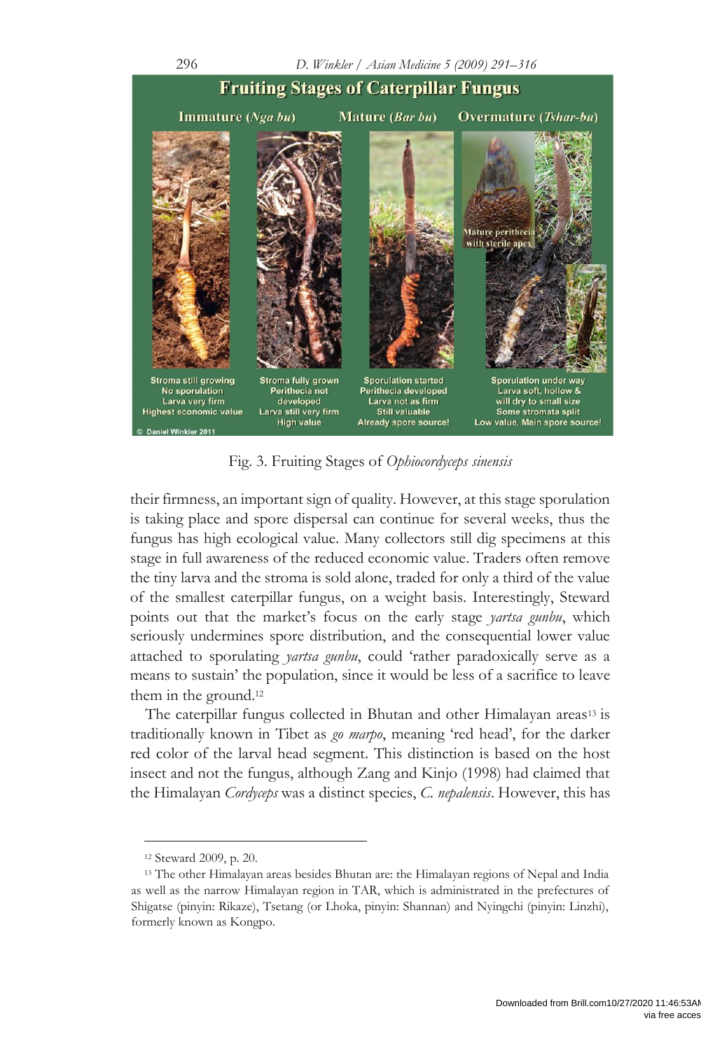Fig. 3. Fruiting Stages of *Ophiocordyceps sinensis*

their firmness, an important sign of quality. However, at this stage sporulation is taking place and spore dispersal can continue for several weeks, thus the fungus has high ecological value. Many collectors still dig specimens at this stage in full awareness of the reduced economic value. Traders often remove the tiny larva and the stroma is sold alone, traded for only a third of the value of the smallest caterpillar fungus, on a weight basis. Interestingly, Steward points out that the market's focus on the early stage *yartsa gunbu*, which seriously undermines spore distribution, and the consequential lower value attached to sporulating *yartsa gunbu*, could 'rather paradoxically serve as a means to sustain' the population, since it would be less of a sacrifice to leave them in the ground.[12]

The caterpillar fungus collected in Bhutan and other Himalayan areas[13] is traditionally known in Tibet as *go marpo*, meaning 'red head', for the darker red color of the larval head segment. This distinction is based on the host insect and not the fungus, although Zang and Kinjo (1998) had claimed that the Himalayan *Cordyceps* was a distinct species, *C. nepalensis*. However, this has

[12] Steward 2009, p. 20.

[13] The other Himalayan areas besides Bhutan are: the Himalayan regions of Nepal and India as well as the narrow Himalayan region in TAR, which is administrated in the prefectures of Shigatse (pinyin: Rikaze), Tsetang (or Lhoka, pinyin: Shannan) and Nyingchi (pinyin: Linzhi), formerly known as Kongpo.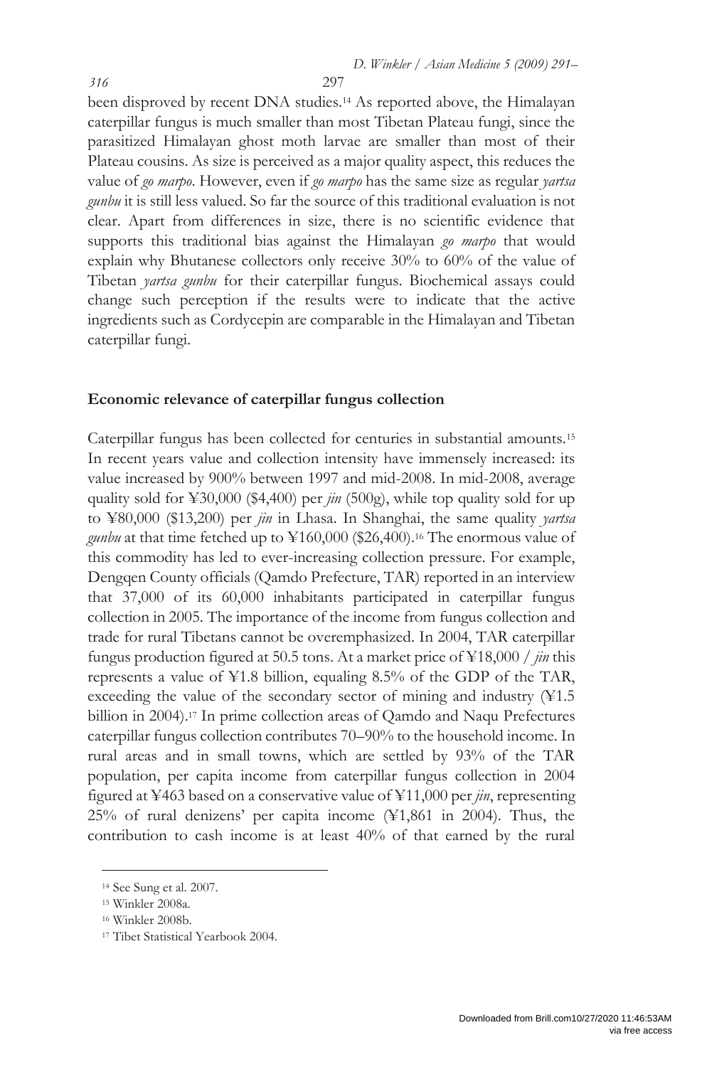been disproved by recent DNA studies.[14] As reported above, the Himalayan caterpillar fungus is much smaller than most Tibetan Plateau fungi, since the parasitized Himalayan ghost moth larvae are smaller than most of their Plateau cousins. As size is perceived as a major quality aspect, this reduces the value of *go marpo*. However, even if *go marpo* has the same size as regular *yartsa gunbu* it is still less valued. So far the source of this traditional evaluation is not clear. Apart from differences in size, there is no scientific evidence that supports this traditional bias against the Himalayan *go marpo* that would explain why Bhutanese collectors only receive 30% to 60% of the value of Tibetan *yartsa gunbu* for their caterpillar fungus. Biochemical assays could change such perception if the results were to indicate that the active ingredients such as Cordycepin are comparable in the Himalayan and Tibetan caterpillar fungi.

## Economic relevance of caterpillar fungus collection

Caterpillar fungus has been collected for centuries in substantial amounts.[15] In recent years value and collection intensity have immensely increased: its value increased by 900% between 1997 and mid-2008. In mid-2008, average quality sold for ¥30,000 ($4,400) per *jin* (500g), while top quality sold for up to ¥80,000 ($13,200) per *jin* in Lhasa. In Shanghai, the same quality *yartsa gunbu* at that time fetched up to ¥160,000 ($26,400).[16] The enormous value of this commodity has led to ever-increasing collection pressure. For example, Dengqen County officials (Qamdo Prefecture, TAR) reported in an interview that 37,000 of its 60,000 inhabitants participated in caterpillar fungus collection in 2005. The importance of the income from fungus collection and trade for rural Tibetans cannot be overemphasized. In 2004, TAR caterpillar fungus production figured at 50.5 tons. At a market price of ¥18,000 / *jin* this represents a value of ¥1.8 billion, equaling 8.5% of the GDP of the TAR, exceeding the value of the secondary sector of mining and industry (¥1.5 billion in 2004).[17] In prime collection areas of Qamdo and Naqu Prefectures caterpillar fungus collection contributes 70–90% to the household income. In rural areas and in small towns, which are settled by 93% of the TAR population, per capita income from caterpillar fungus collection in 2004 figured at ¥463 based on a conservative value of ¥11,000 per *jin*, representing 25% of rural denizens' per capita income (¥1,861 in 2004). Thus, the contribution to cash income is at least 40% of that earned by the rural

---

[14] See Sung et al. 2007.

[15] Winkler 2008a.

[16] Winkler 2008b.

[17] Tibet Statistical Yearbook 2004.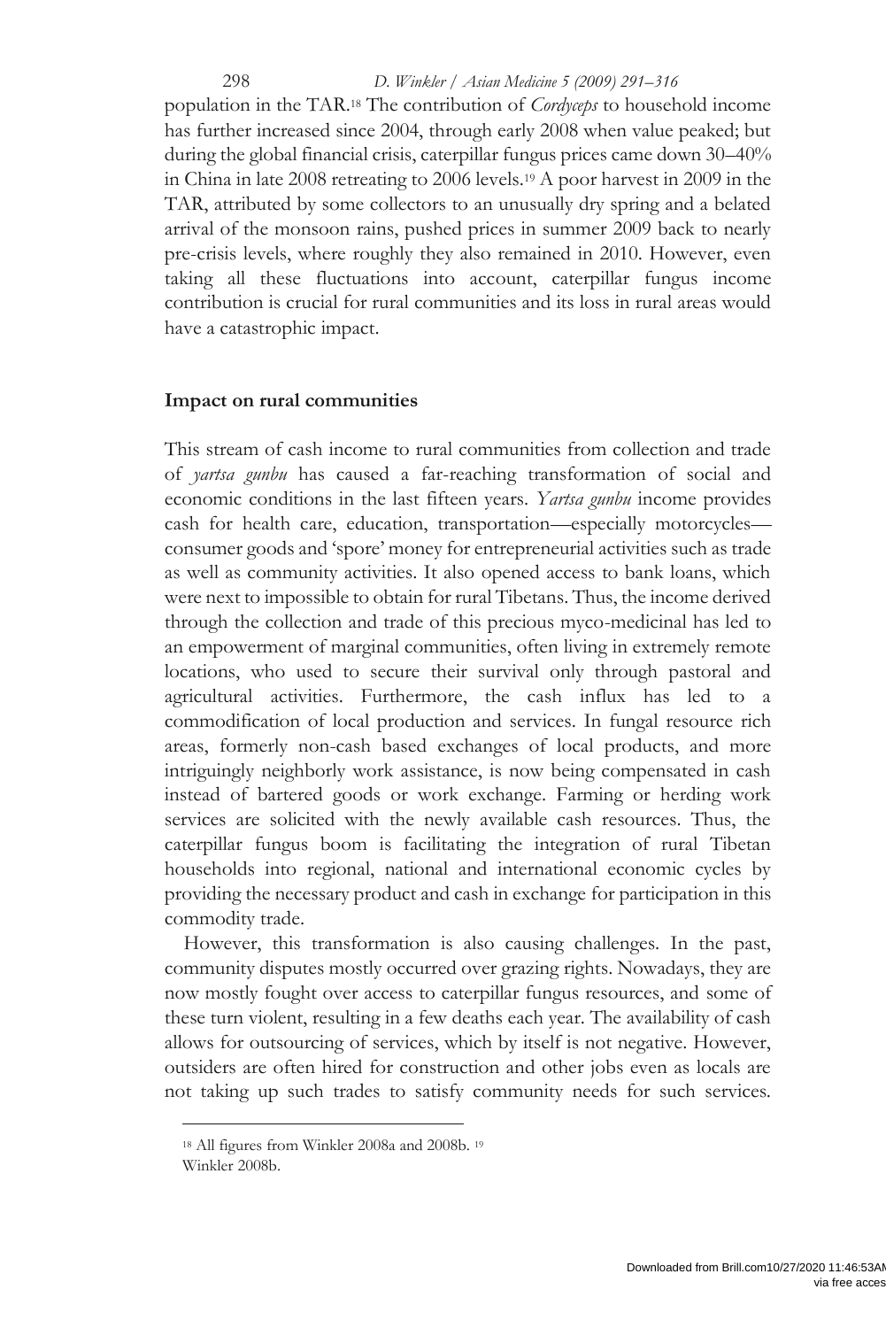population in the TAR.[18] The contribution of *Cordyceps* to household income has further increased since 2004, through early 2008 when value peaked; but during the global financial crisis, caterpillar fungus prices came down 30–40% in China in late 2008 retreating to 2006 levels.[19] A poor harvest in 2009 in the TAR, attributed by some collectors to an unusually dry spring and a belated arrival of the monsoon rains, pushed prices in summer 2009 back to nearly pre-crisis levels, where roughly they also remained in 2010. However, even taking all these fluctuations into account, caterpillar fungus income contribution is crucial for rural communities and its loss in rural areas would have a catastrophic impact.

### Impact on rural communities

This stream of cash income to rural communities from collection and trade of *yartsa gunbu* has caused a far-reaching transformation of social and economic conditions in the last fifteen years. *Yartsa gunbu* income provides cash for health care, education, transportation—especially motorcycles—consumer goods and 'spore' money for entrepreneurial activities such as trade as well as community activities. It also opened access to bank loans, which were next to impossible to obtain for rural Tibetans. Thus, the income derived through the collection and trade of this precious myco-medicinal has led to an empowerment of marginal communities, often living in extremely remote locations, who used to secure their survival only through pastoral and agricultural activities. Furthermore, the cash influx has led to a commodification of local production and services. In fungal resource rich areas, formerly non-cash based exchanges of local products, and more intriguingly neighborly work assistance, is now being compensated in cash instead of bartered goods or work exchange. Farming or herding work services are solicited with the newly available cash resources. Thus, the caterpillar fungus boom is facilitating the integration of rural Tibetan households into regional, national and international economic cycles by providing the necessary product and cash in exchange for participation in this commodity trade.

However, this transformation is also causing challenges. In the past, community disputes mostly occurred over grazing rights. Nowadays, they are now mostly fought over access to caterpillar fungus resources, and some of these turn violent, resulting in a few deaths each year. The availability of cash allows for outsourcing of services, which by itself is not negative. However, outsiders are often hired for construction and other jobs even as locals are not taking up such trades to satisfy community needs for such services.

---

[18] All figures from Winkler 2008a and 2008b.

[19] Winkler 2008b.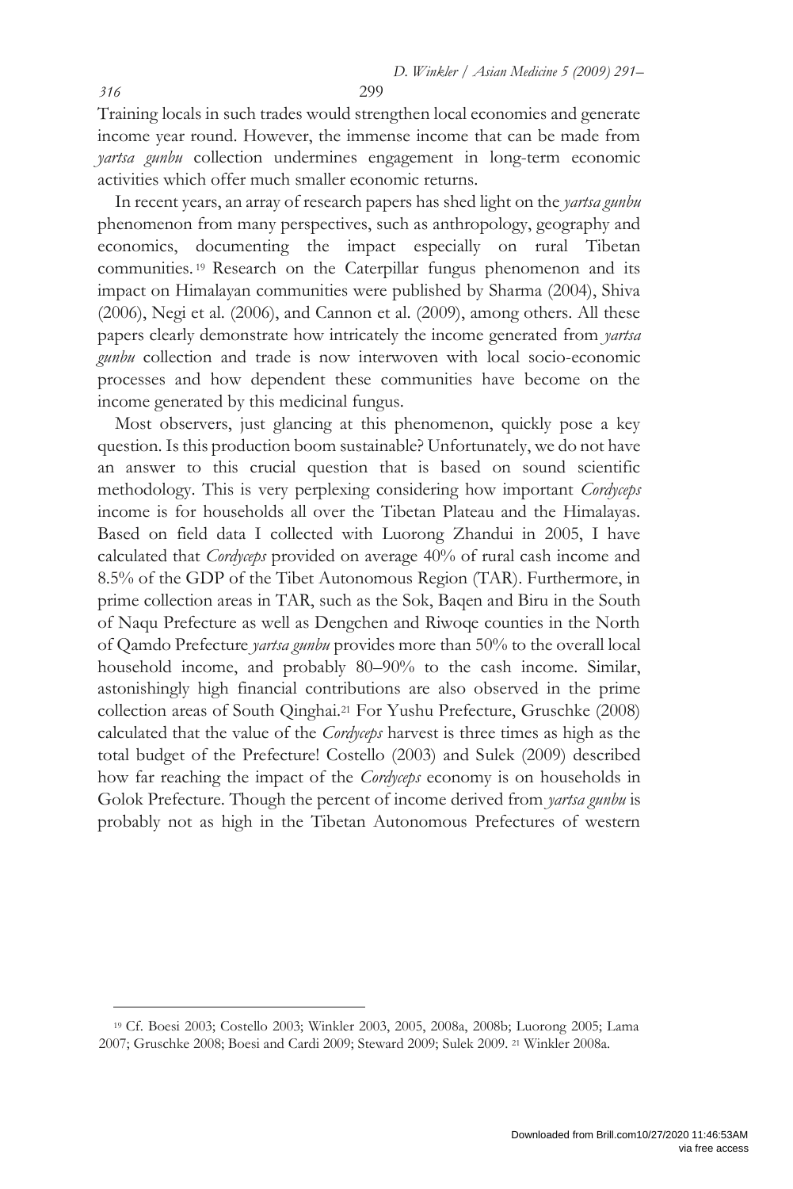Training locals in such trades would strengthen local economies and generate income year round. However, the immense income that can be made from *yartsa gunbu* collection undermines engagement in long-term economic activities which offer much smaller economic returns.

In recent years, an array of research papers has shed light on the *yartsa gunbu* phenomenon from many perspectives, such as anthropology, geography and economics, documenting the impact especially on rural Tibetan communities.[19] Research on the Caterpillar fungus phenomenon and its impact on Himalayan communities were published by Sharma (2004), Shiva (2006), Negi et al. (2006), and Cannon et al. (2009), among others. All these papers clearly demonstrate how intricately the income generated from *yartsa gunbu* collection and trade is now interwoven with local socio-economic processes and how dependent these communities have become on the income generated by this medicinal fungus.

Most observers, just glancing at this phenomenon, quickly pose a key question. Is this production boom sustainable? Unfortunately, we do not have an answer to this crucial question that is based on sound scientific methodology. This is very perplexing considering how important *Cordyceps* income is for households all over the Tibetan Plateau and the Himalayas. Based on field data I collected with Luorong Zhandui in 2005, I have calculated that *Cordyceps* provided on average 40% of rural cash income and 8.5% of the GDP of the Tibet Autonomous Region (TAR). Furthermore, in prime collection areas in TAR, such as the Sok, Baqen and Biru in the South of Naqu Prefecture as well as Dengchen and Riwoqe counties in the North of Qamdo Prefecture *yartsa gunbu* provides more than 50% to the overall local household income, and probably 80–90% to the cash income. Similar, astonishingly high financial contributions are also observed in the prime collection areas of South Qinghai.[21] For Yushu Prefecture, Gruschke (2008) calculated that the value of the *Cordyceps* harvest is three times as high as the total budget of the Prefecture! Costello (2003) and Sulek (2009) described how far reaching the impact of the *Cordyceps* economy is on households in Golok Prefecture. Though the percent of income derived from *yartsa gunbu* is probably not as high in the Tibetan Autonomous Prefectures of western

---

[19] Cf. Boesi 2003; Costello 2003; Winkler 2003, 2005, 2008a, 2008b; Luorong 2005; Lama 2007; Gruschke 2008; Boesi and Cardi 2009; Steward 2009; Sulek 2009. [21] Winkler 2008a.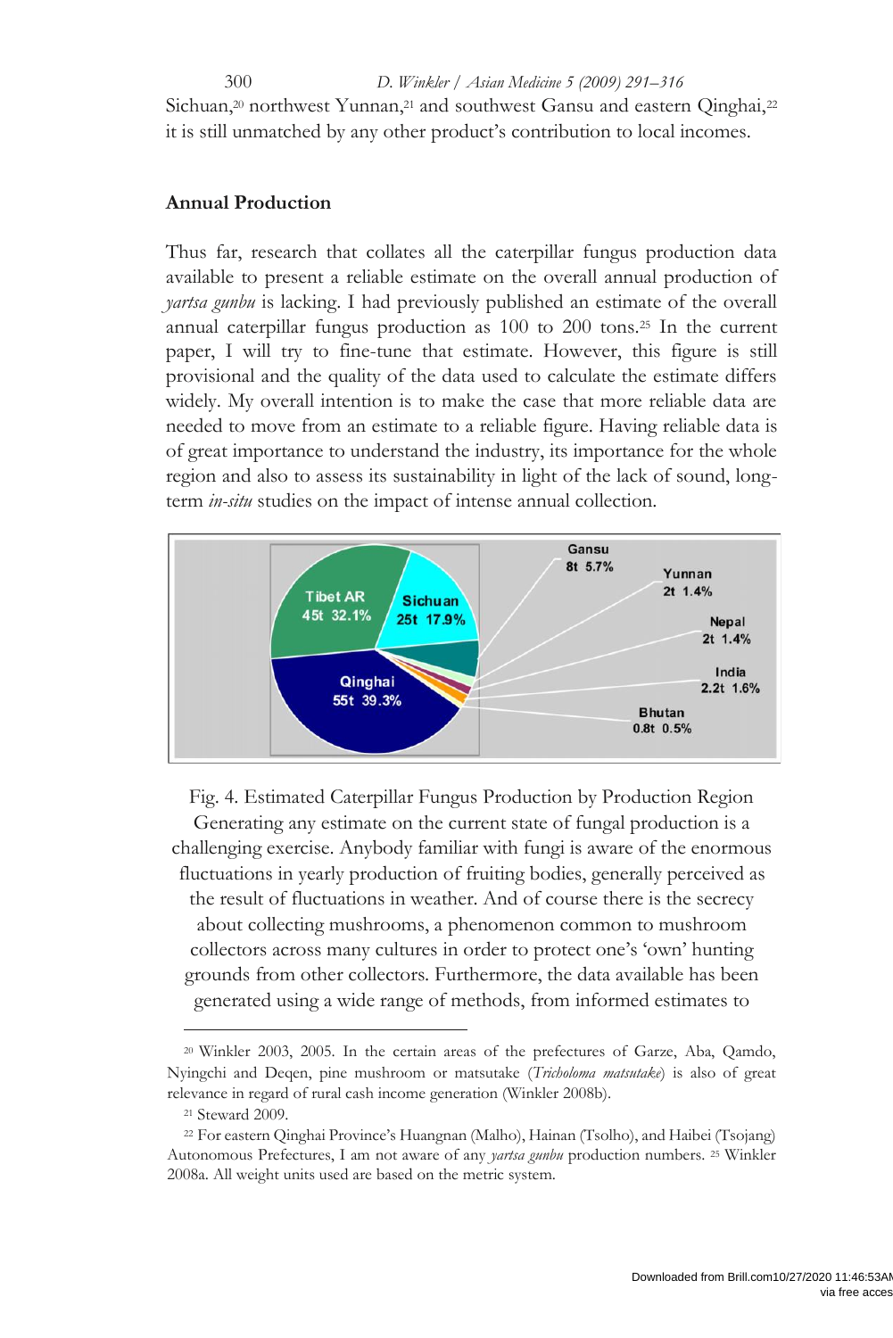Sichuan,[20] northwest Yunnan,[21] and southwest Gansu and eastern Qinghai,[22] it is still unmatched by any other product's contribution to local incomes.

## Annual Production

Thus far, research that collates all the caterpillar fungus production data available to present a reliable estimate on the overall annual production of *yartsa gunbu* is lacking. I had previously published an estimate of the overall annual caterpillar fungus production as 100 to 200 tons.[25] In the current paper, I will try to fine-tune that estimate. However, this figure is still provisional and the quality of the data used to calculate the estimate differs widely. My overall intention is to make the case that more reliable data are needed to move from an estimate to a reliable figure. Having reliable data is of great importance to understand the industry, its importance for the whole region and also to assess its sustainability in light of the lack of sound, long-term *in-situ* studies on the impact of intense annual collection.

Tibet AR 45t 32.1%; Sichuan 25t 17.9%; Qinghai 55t 39.3%; Gansu 8t 5.7%; Yunnan 2t 1.4%; Nepal 2t 1.4%; India 2.2t 1.6%; Bhutan 0.8t 0.5%

Fig. 4. Estimated Caterpillar Fungus Production by Production Region

Generating any estimate on the current state of fungal production is a challenging exercise. Anybody familiar with fungi is aware of the enormous fluctuations in yearly production of fruiting bodies, generally perceived as the result of fluctuations in weather. And of course there is the secrecy about collecting mushrooms, a phenomenon common to mushroom collectors across many cultures in order to protect one's 'own' hunting grounds from other collectors. Furthermore, the data available has been generated using a wide range of methods, from informed estimates to

---

[20] Winkler 2003, 2005. In the certain areas of the prefectures of Garze, Aba, Qamdo, Nyingchi and Deqen, pine mushroom or matsutake (*Tricholoma matsutake*) is also of great relevance in regard of rural cash income generation (Winkler 2008b).

[21] Steward 2009.

[22] For eastern Qinghai Province's Huangnan (Malho), Hainan (Tsolho), and Haibei (Tsojang) Autonomous Prefectures, I am not aware of any *yartsa gunbu* production numbers. [25] Winkler 2008a. All weight units used are based on the metric system.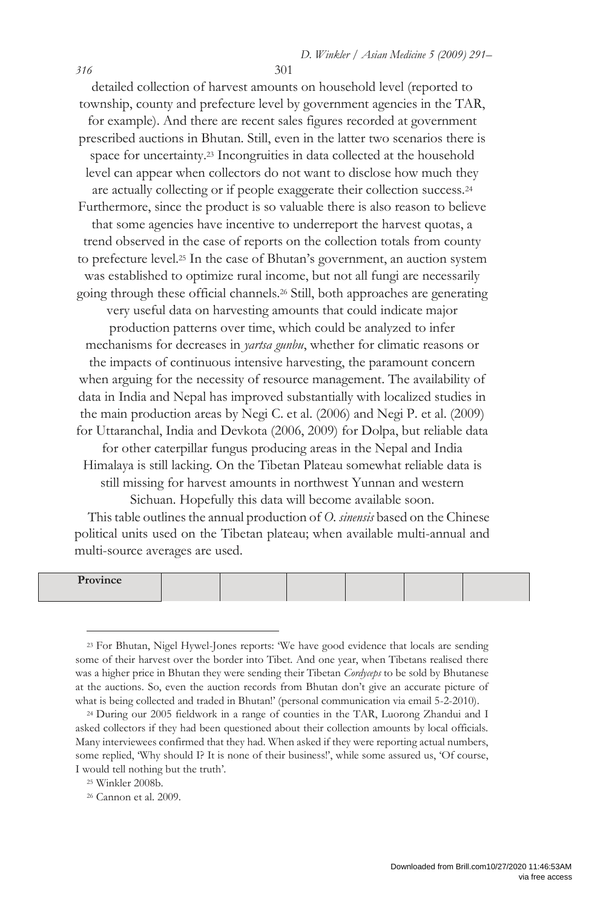detailed collection of harvest amounts on household level (reported to township, county and prefecture level by government agencies in the TAR, for example). And there are recent sales figures recorded at government prescribed auctions in Bhutan. Still, even in the latter two scenarios there is space for uncertainty.[23] Incongruities in data collected at the household level can appear when collectors do not want to disclose how much they are actually collecting or if people exaggerate their collection success.[24] Furthermore, since the product is so valuable there is also reason to believe that some agencies have incentive to underreport the harvest quotas, a trend observed in the case of reports on the collection totals from county to prefecture level.[25] In the case of Bhutan's government, an auction system was established to optimize rural income, but not all fungi are necessarily going through these official channels.[26] Still, both approaches are generating very useful data on harvesting amounts that could indicate major production patterns over time, which could be analyzed to infer mechanisms for decreases in *yartsa gunbu*, whether for climatic reasons or the impacts of continuous intensive harvesting, the paramount concern when arguing for the necessity of resource management. The availability of data in India and Nepal has improved substantially with localized studies in the main production areas by Negi C. et al. (2006) and Negi P. et al. (2009) for Uttaranchal, India and Devkota (2006, 2009) for Dolpa, but reliable data for other caterpillar fungus producing areas in the Nepal and India Himalaya is still lacking. On the Tibetan Plateau somewhat reliable data is still missing for harvest amounts in northwest Yunnan and western Sichuan. Hopefully this data will become available soon.

This table outlines the annual production of *O. sinensis* based on the Chinese political units used on the Tibetan plateau; when available multi-annual and multi-source averages are used.

| **Province** | | | | | | |
|---|---|---|---|---|---|---|

[23] For Bhutan, Nigel Hywel-Jones reports: 'We have good evidence that locals are sending some of their harvest over the border into Tibet. And one year, when Tibetans realised there was a higher price in Bhutan they were sending their Tibetan *Cordyceps* to be sold by Bhutanese at the auctions. So, even the auction records from Bhutan don't give an accurate picture of what is being collected and traded in Bhutan!' (personal communication via email 5-2-2010).

[24] During our 2005 fieldwork in a range of counties in the TAR, Luorong Zhandui and I asked collectors if they had been questioned about their collection amounts by local officials. Many interviewees confirmed that they had. When asked if they were reporting actual numbers, some replied, 'Why should I? It is none of their business!', while some assured us, 'Of course, I would tell nothing but the truth'.

[25] Winkler 2008b.

[26] Cannon et al. 2009.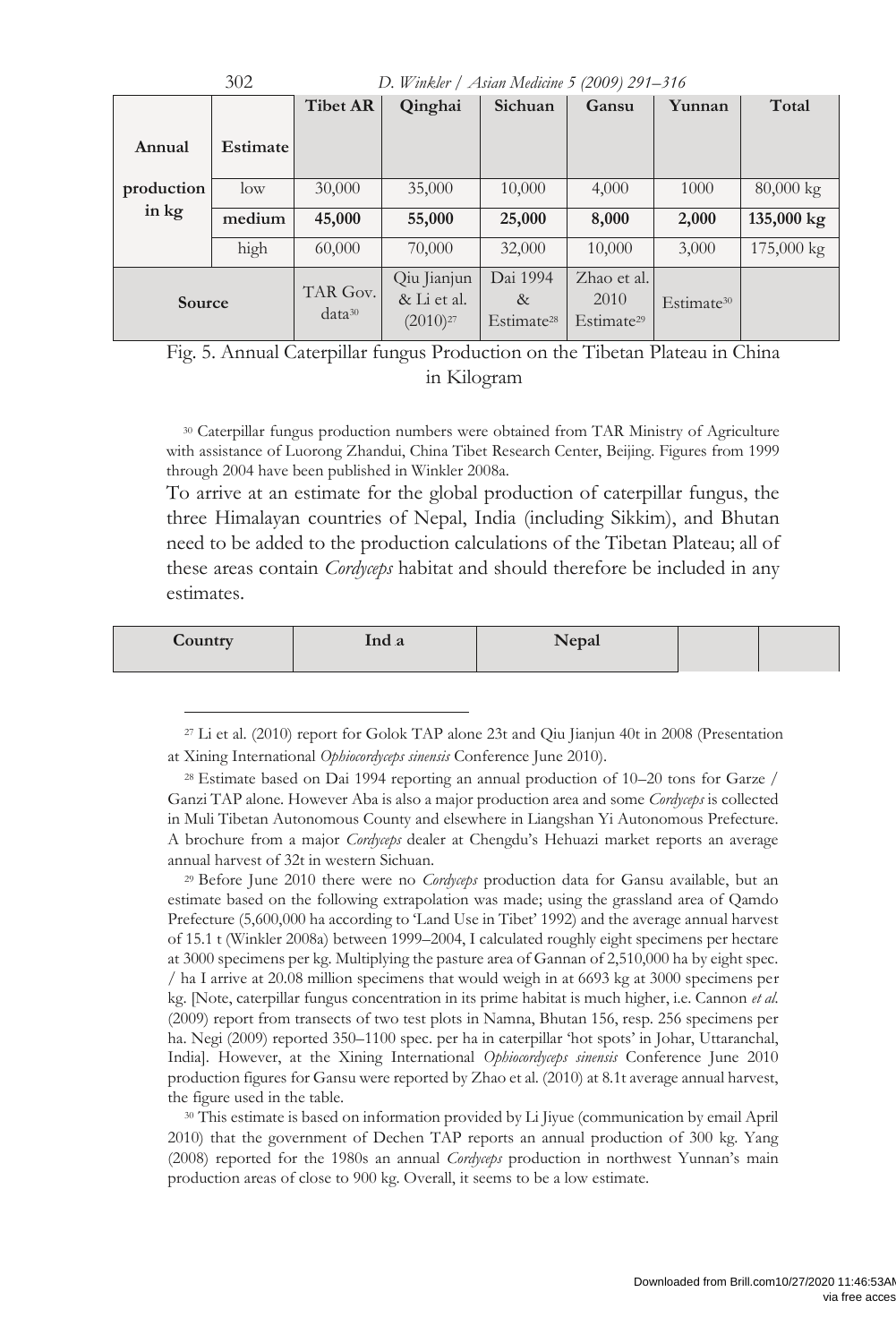| Annual production in kg | Estimate | Tibet AR | Qinghai | Sichuan | Gansu | Yunnan | Total |
|---|---|---|---|---|---|---|---|
| | low | 30,000 | 35,000 | 10,000 | 4,000 | 1000 | 80,000 kg |
| | **medium** | **45,000** | **55,000** | **25,000** | **8,000** | **2,000** | **135,000 kg** |
| | high | 60,000 | 70,000 | 32,000 | 10,000 | 3,000 | 175,000 kg |
| **Source** | | TAR Gov. data[30] | Qiu Jianjun & Li et al. (2010)[27] | Dai 1994 & Estimate[28] | Zhao et al. 2010 Estimate[29] | Estimate[30] | |

Fig. 5. Annual Caterpillar fungus Production on the Tibetan Plateau in China in Kilogram

[30] Caterpillar fungus production numbers were obtained from TAR Ministry of Agriculture with assistance of Luorong Zhandui, China Tibet Research Center, Beijing. Figures from 1999 through 2004 have been published in Winkler 2008a.

To arrive at an estimate for the global production of caterpillar fungus, the three Himalayan countries of Nepal, India (including Sikkim), and Bhutan need to be added to the production calculations of the Tibetan Plateau; all of these areas contain *Cordyceps* habitat and should therefore be included in any estimates.

| Country | Ind a | Nepal | | |
|---|---|---|---|---|

[27] Li et al. (2010) report for Golok TAP alone 23t and Qiu Jianjun 40t in 2008 (Presentation at Xining International *Ophiocordyceps sinensis* Conference June 2010).

[28] Estimate based on Dai 1994 reporting an annual production of 10–20 tons for Garze / Ganzi TAP alone. However Aba is also a major production area and some *Cordyceps* is collected in Muli Tibetan Autonomous County and elsewhere in Liangshan Yi Autonomous Prefecture. A brochure from a major *Cordyceps* dealer at Chengdu's Hehuazi market reports an average annual harvest of 32t in western Sichuan.

[29] Before June 2010 there were no *Cordyceps* production data for Gansu available, but an estimate based on the following extrapolation was made; using the grassland area of Qamdo Prefecture (5,600,000 ha according to 'Land Use in Tibet' 1992) and the average annual harvest of 15.1 t (Winkler 2008a) between 1999–2004, I calculated roughly eight specimens per hectare at 3000 specimens per kg. Multiplying the pasture area of Gannan of 2,510,000 ha by eight spec. / ha I arrive at 20.08 million specimens that would weigh in at 6693 kg at 3000 specimens per kg. [Note, caterpillar fungus concentration in its prime habitat is much higher, i.e. Cannon *et al.* (2009) report from transects of two test plots in Namna, Bhutan 156, resp. 256 specimens per ha. Negi (2009) reported 350–1100 spec. per ha in caterpillar 'hot spots' in Johar, Uttaranchal, India]. However, at the Xining International *Ophiocordyceps sinensis* Conference June 2010 production figures for Gansu were reported by Zhao et al. (2010) at 8.1t average annual harvest, the figure used in the table.

[30] This estimate is based on information provided by Li Jiyue (communication by email April 2010) that the government of Dechen TAP reports an annual production of 300 kg. Yang (2008) reported for the 1980s an annual *Cordyceps* production in northwest Yunnan's main production areas of close to 900 kg. Overall, it seems to be a low estimate.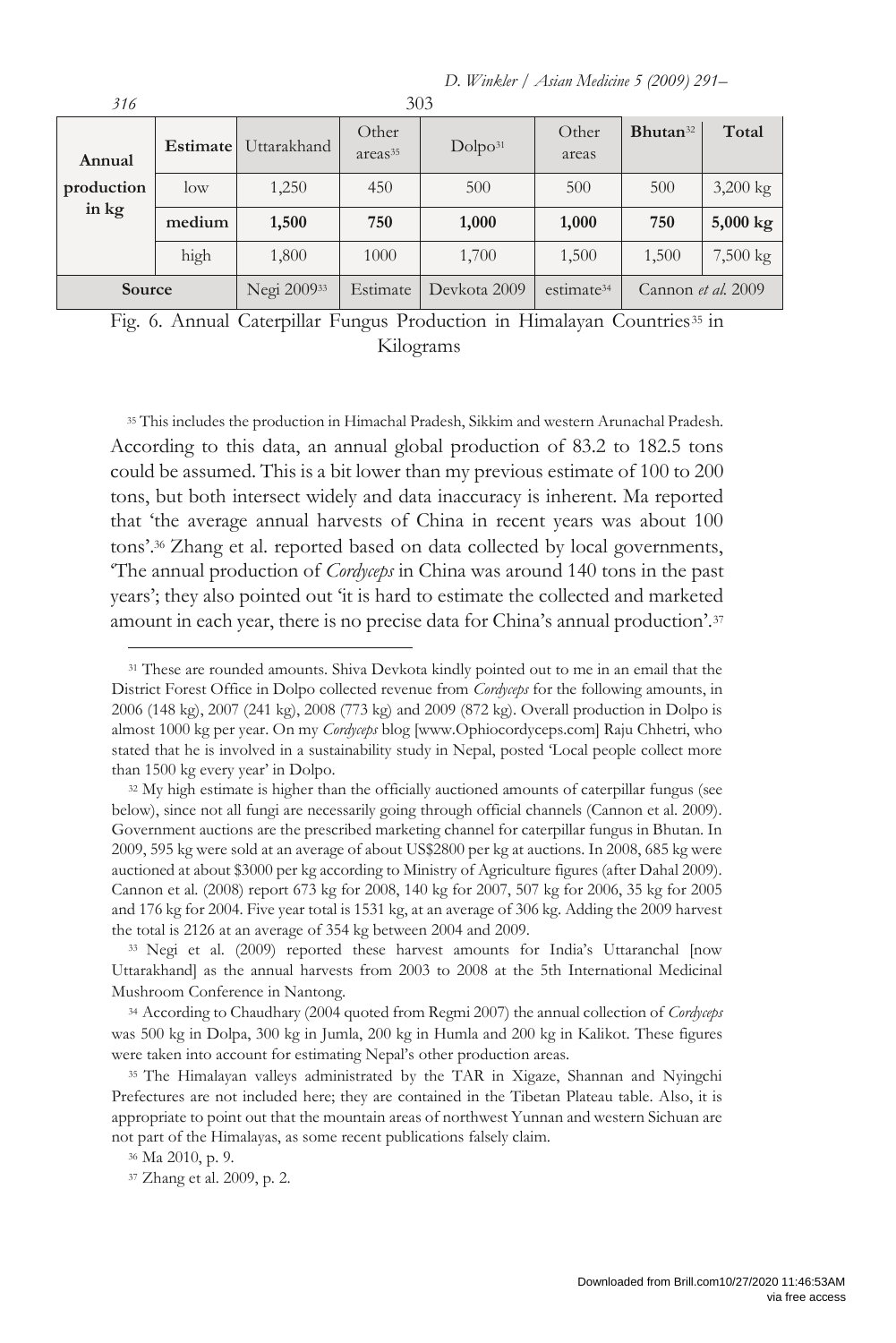| Annual production in kg | Estimate | Uttarakhand | Other areas[35] | Dolpo[31] | Other areas | Bhutan[32] | Total |
|---|---|---|---|---|---|---|---|
| | low | 1,250 | 450 | 500 | 500 | 500 | 3,200 kg |
| | **medium** | **1,500** | **750** | **1,000** | **1,000** | **750** | **5,000 kg** |
| | high | 1,800 | 1000 | 1,700 | 1,500 | 1,500 | 7,500 kg |
| **Source** | | Negi 2009[33] | Estimate | Devkota 2009 | estimate[34] | Cannon *et al.* 2009 | |

Fig. 6. Annual Caterpillar Fungus Production in Himalayan Countries[35] in Kilograms

[35] This includes the production in Himachal Pradesh, Sikkim and western Arunachal Pradesh.

According to this data, an annual global production of 83.2 to 182.5 tons could be assumed. This is a bit lower than my previous estimate of 100 to 200 tons, but both intersect widely and data inaccuracy is inherent. Ma reported that 'the average annual harvests of China in recent years was about 100 tons'.[36] Zhang et al. reported based on data collected by local governments, 'The annual production of *Cordyceps* in China was around 140 tons in the past years'; they also pointed out 'it is hard to estimate the collected and marketed amount in each year, there is no precise data for China's annual production'.[37]

[31] These are rounded amounts. Shiva Devkota kindly pointed out to me in an email that the District Forest Office in Dolpo collected revenue from *Cordyceps* for the following amounts, in 2006 (148 kg), 2007 (241 kg), 2008 (773 kg) and 2009 (872 kg). Overall production in Dolpo is almost 1000 kg per year. On my *Cordyceps* blog [www.Ophiocordyceps.com] Raju Chhetri, who stated that he is involved in a sustainability study in Nepal, posted 'Local people collect more than 1500 kg every year' in Dolpo.

[32] My high estimate is higher than the officially auctioned amounts of caterpillar fungus (see below), since not all fungi are necessarily going through official channels (Cannon et al. 2009). Government auctions are the prescribed marketing channel for caterpillar fungus in Bhutan. In 2009, 595 kg were sold at an average of about US$2800 per kg at auctions. In 2008, 685 kg were auctioned at about $3000 per kg according to Ministry of Agriculture figures (after Dahal 2009). Cannon et al. (2008) report 673 kg for 2008, 140 kg for 2007, 507 kg for 2006, 35 kg for 2005 and 176 kg for 2004. Five year total is 1531 kg, at an average of 306 kg. Adding the 2009 harvest the total is 2126 at an average of 354 kg between 2004 and 2009.

[33] Negi et al. (2009) reported these harvest amounts for India's Uttaranchal [now Uttarakhand] as the annual harvests from 2003 to 2008 at the 5th International Medicinal Mushroom Conference in Nantong.

[34] According to Chaudhary (2004 quoted from Regmi 2007) the annual collection of *Cordyceps* was 500 kg in Dolpa, 300 kg in Jumla, 200 kg in Humla and 200 kg in Kalikot. These figures were taken into account for estimating Nepal's other production areas.

[35] The Himalayan valleys administrated by the TAR in Xigaze, Shannan and Nyingchi Prefectures are not included here; they are contained in the Tibetan Plateau table. Also, it is appropriate to point out that the mountain areas of northwest Yunnan and western Sichuan are not part of the Himalayas, as some recent publications falsely claim.

[36] Ma 2010, p. 9.

[37] Zhang et al. 2009, p. 2.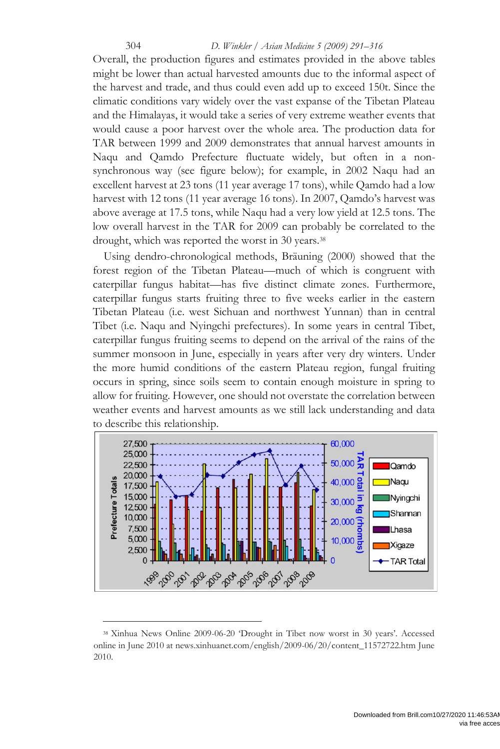Overall, the production figures and estimates provided in the above tables might be lower than actual harvested amounts due to the informal aspect of the harvest and trade, and thus could even add up to exceed 150t. Since the climatic conditions vary widely over the vast expanse of the Tibetan Plateau and the Himalayas, it would take a series of very extreme weather events that would cause a poor harvest over the whole area. The production data for TAR between 1999 and 2009 demonstrates that annual harvest amounts in Naqu and Qamdo Prefecture fluctuate widely, but often in a non-synchronous way (see figure below); for example, in 2002 Naqu had an excellent harvest at 23 tons (11 year average 17 tons), while Qamdo had a low harvest with 12 tons (11 year average 16 tons). In 2007, Qamdo's harvest was above average at 17.5 tons, while Naqu had a very low yield at 12.5 tons. The low overall harvest in the TAR for 2009 can probably be correlated to the drought, which was reported the worst in 30 years.[38]

Using dendro-chronological methods, Bräuning (2000) showed that the forest region of the Tibetan Plateau—much of which is congruent with caterpillar fungus habitat—has five distinct climate zones. Furthermore, caterpillar fungus starts fruiting three to five weeks earlier in the eastern Tibetan Plateau (i.e. west Sichuan and northwest Yunnan) than in central Tibet (i.e. Naqu and Nyingchi prefectures). In some years in central Tibet, caterpillar fungus fruiting seems to depend on the arrival of the rains of the summer monsoon in June, especially in years after very dry winters. Under the more humid conditions of the eastern Plateau region, fungal fruiting occurs in spring, since soils seem to contain enough moisture in spring to allow for fruiting. However, one should not overstate the correlation between weather events and harvest amounts as we still lack understanding and data to describe this relationship.

---

[38] Xinhua News Online 2009-06-20 'Drought in Tibet now worst in 30 years'. Accessed online in June 2010 at news.xinhuanet.com/english/2009-06/20/content_11572722.htm June 2010.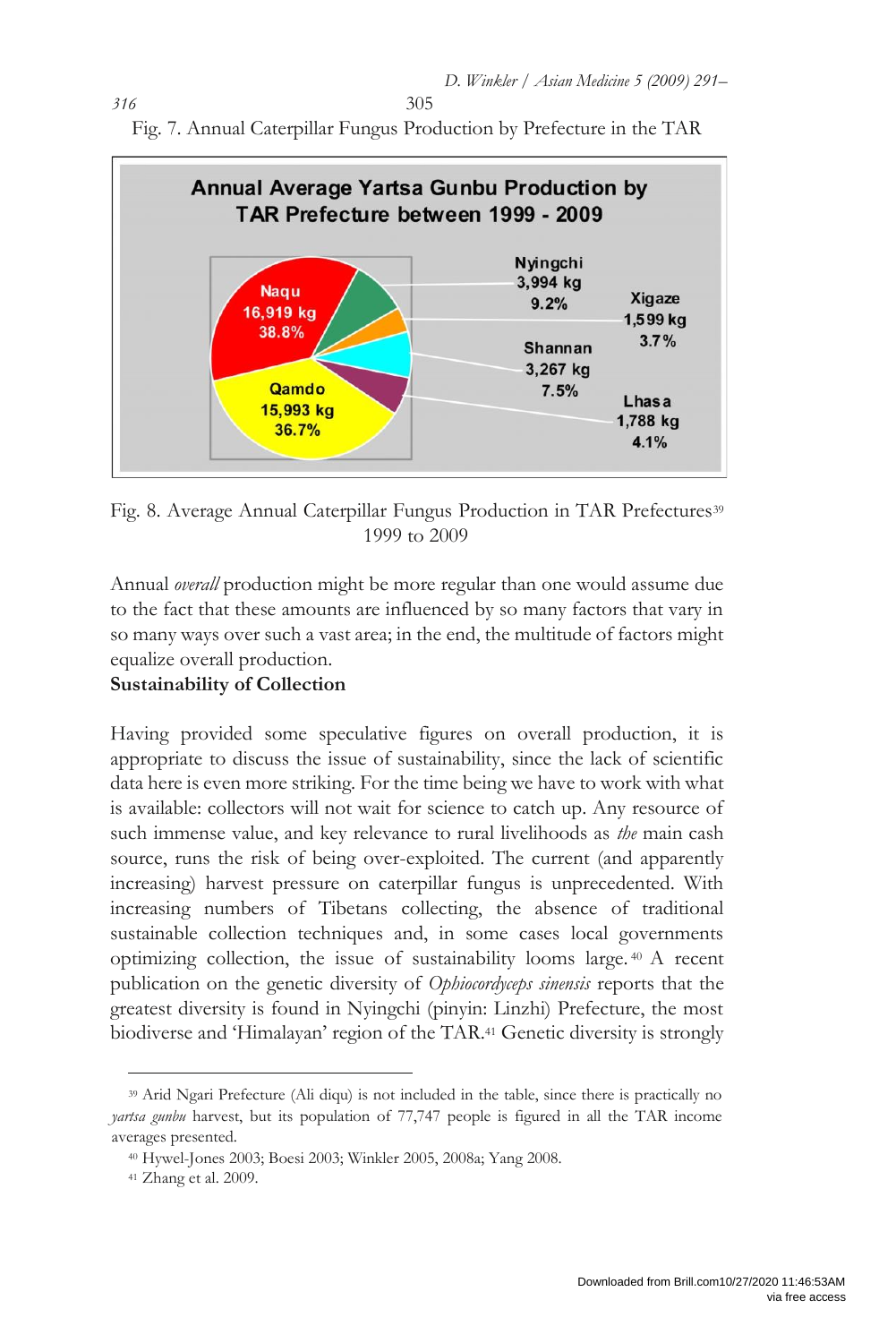Fig. 7. Annual Caterpillar Fungus Production by Prefecture in the TAR

Fig. 8. Average Annual Caterpillar Fungus Production in TAR Prefectures[39] 1999 to 2009

Annual *overall* production might be more regular than one would assume due to the fact that these amounts are influenced by so many factors that vary in so many ways over such a vast area; in the end, the multitude of factors might equalize overall production.

**Sustainability of Collection**

Having provided some speculative figures on overall production, it is appropriate to discuss the issue of sustainability, since the lack of scientific data here is even more striking. For the time being we have to work with what is available: collectors will not wait for science to catch up. Any resource of such immense value, and key relevance to rural livelihoods as *the* main cash source, runs the risk of being over-exploited. The current (and apparently increasing) harvest pressure on caterpillar fungus is unprecedented. With increasing numbers of Tibetans collecting, the absence of traditional sustainable collection techniques and, in some cases local governments optimizing collection, the issue of sustainability looms large.[40] A recent publication on the genetic diversity of *Ophiocordyceps sinensis* reports that the greatest diversity is found in Nyingchi (pinyin: Linzhi) Prefecture, the most biodiverse and 'Himalayan' region of the TAR.[41] Genetic diversity is strongly

[39] Arid Ngari Prefecture (Ali diqu) is not included in the table, since there is practically no *yartsa gunbu* harvest, but its population of 77,747 people is figured in all the TAR income averages presented.

[40] Hywel-Jones 2003; Boesi 2003; Winkler 2005, 2008a; Yang 2008.

[41] Zhang et al. 2009.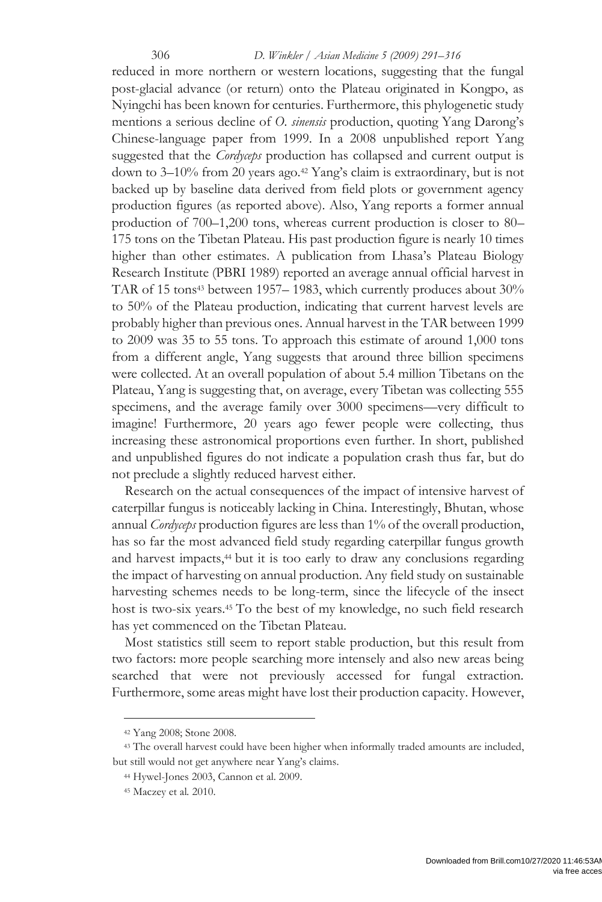reduced in more northern or western locations, suggesting that the fungal post-glacial advance (or return) onto the Plateau originated in Kongpo, as Nyingchi has been known for centuries. Furthermore, this phylogenetic study mentions a serious decline of *O. sinensis* production, quoting Yang Darong's Chinese-language paper from 1999. In a 2008 unpublished report Yang suggested that the *Cordyceps* production has collapsed and current output is down to 3–10% from 20 years ago.[42] Yang's claim is extraordinary, but is not backed up by baseline data derived from field plots or government agency production figures (as reported above). Also, Yang reports a former annual production of 700–1,200 tons, whereas current production is closer to 80–175 tons on the Tibetan Plateau. His past production figure is nearly 10 times higher than other estimates. A publication from Lhasa's Plateau Biology Research Institute (PBRI 1989) reported an average annual official harvest in TAR of 15 tons[43] between 1957– 1983, which currently produces about 30% to 50% of the Plateau production, indicating that current harvest levels are probably higher than previous ones. Annual harvest in the TAR between 1999 to 2009 was 35 to 55 tons. To approach this estimate of around 1,000 tons from a different angle, Yang suggests that around three billion specimens were collected. At an overall population of about 5.4 million Tibetans on the Plateau, Yang is suggesting that, on average, every Tibetan was collecting 555 specimens, and the average family over 3000 specimens—very difficult to imagine! Furthermore, 20 years ago fewer people were collecting, thus increasing these astronomical proportions even further. In short, published and unpublished figures do not indicate a population crash thus far, but do not preclude a slightly reduced harvest either.

Research on the actual consequences of the impact of intensive harvest of caterpillar fungus is noticeably lacking in China. Interestingly, Bhutan, whose annual *Cordyceps* production figures are less than 1% of the overall production, has so far the most advanced field study regarding caterpillar fungus growth and harvest impacts,[44] but it is too early to draw any conclusions regarding the impact of harvesting on annual production. Any field study on sustainable harvesting schemes needs to be long-term, since the lifecycle of the insect host is two-six years.[45] To the best of my knowledge, no such field research has yet commenced on the Tibetan Plateau.

Most statistics still seem to report stable production, but this result from two factors: more people searching more intensely and also new areas being searched that were not previously accessed for fungal extraction. Furthermore, some areas might have lost their production capacity. However,

[42] Yang 2008; Stone 2008.

[43] The overall harvest could have been higher when informally traded amounts are included, but still would not get anywhere near Yang's claims.

[44] Hywel-Jones 2003, Cannon et al. 2009.

[45] Maczey et al. 2010.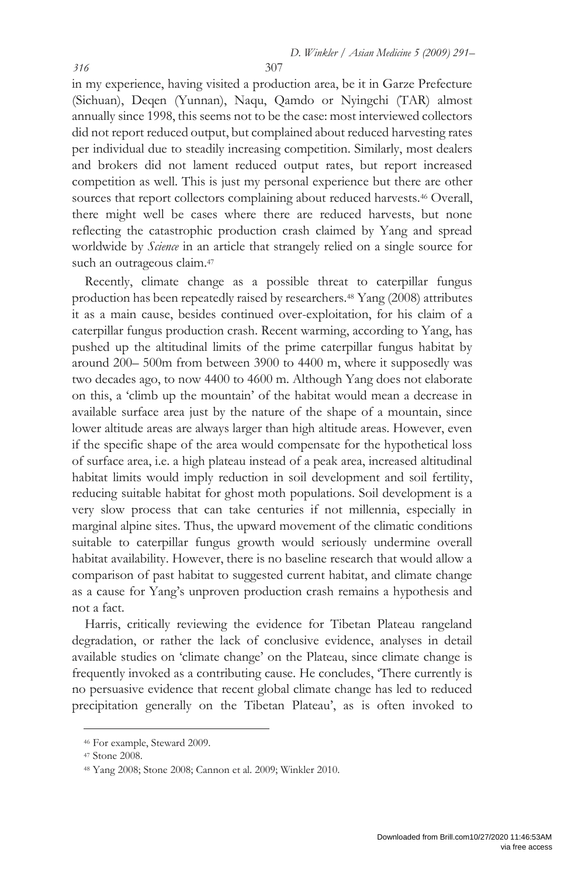in my experience, having visited a production area, be it in Garze Prefecture (Sichuan), Deqen (Yunnan), Naqu, Qamdo or Nyingchi (TAR) almost annually since 1998, this seems not to be the case: most interviewed collectors did not report reduced output, but complained about reduced harvesting rates per individual due to steadily increasing competition. Similarly, most dealers and brokers did not lament reduced output rates, but report increased competition as well. This is just my personal experience but there are other sources that report collectors complaining about reduced harvests.[46] Overall, there might well be cases where there are reduced harvests, but none reflecting the catastrophic production crash claimed by Yang and spread worldwide by *Science* in an article that strangely relied on a single source for such an outrageous claim.[47]

Recently, climate change as a possible threat to caterpillar fungus production has been repeatedly raised by researchers.[48] Yang (2008) attributes it as a main cause, besides continued over-exploitation, for his claim of a caterpillar fungus production crash. Recent warming, according to Yang, has pushed up the altitudinal limits of the prime caterpillar fungus habitat by around 200– 500m from between 3900 to 4400 m, where it supposedly was two decades ago, to now 4400 to 4600 m. Although Yang does not elaborate on this, a 'climb up the mountain' of the habitat would mean a decrease in available surface area just by the nature of the shape of a mountain, since lower altitude areas are always larger than high altitude areas. However, even if the specific shape of the area would compensate for the hypothetical loss of surface area, i.e. a high plateau instead of a peak area, increased altitudinal habitat limits would imply reduction in soil development and soil fertility, reducing suitable habitat for ghost moth populations. Soil development is a very slow process that can take centuries if not millennia, especially in marginal alpine sites. Thus, the upward movement of the climatic conditions suitable to caterpillar fungus growth would seriously undermine overall habitat availability. However, there is no baseline research that would allow a comparison of past habitat to suggested current habitat, and climate change as a cause for Yang's unproven production crash remains a hypothesis and not a fact.

Harris, critically reviewing the evidence for Tibetan Plateau rangeland degradation, or rather the lack of conclusive evidence, analyses in detail available studies on 'climate change' on the Plateau, since climate change is frequently invoked as a contributing cause. He concludes, 'There currently is no persuasive evidence that recent global climate change has led to reduced precipitation generally on the Tibetan Plateau', as is often invoked to

[46] For example, Steward 2009.

[47] Stone 2008.

[48] Yang 2008; Stone 2008; Cannon et al. 2009; Winkler 2010.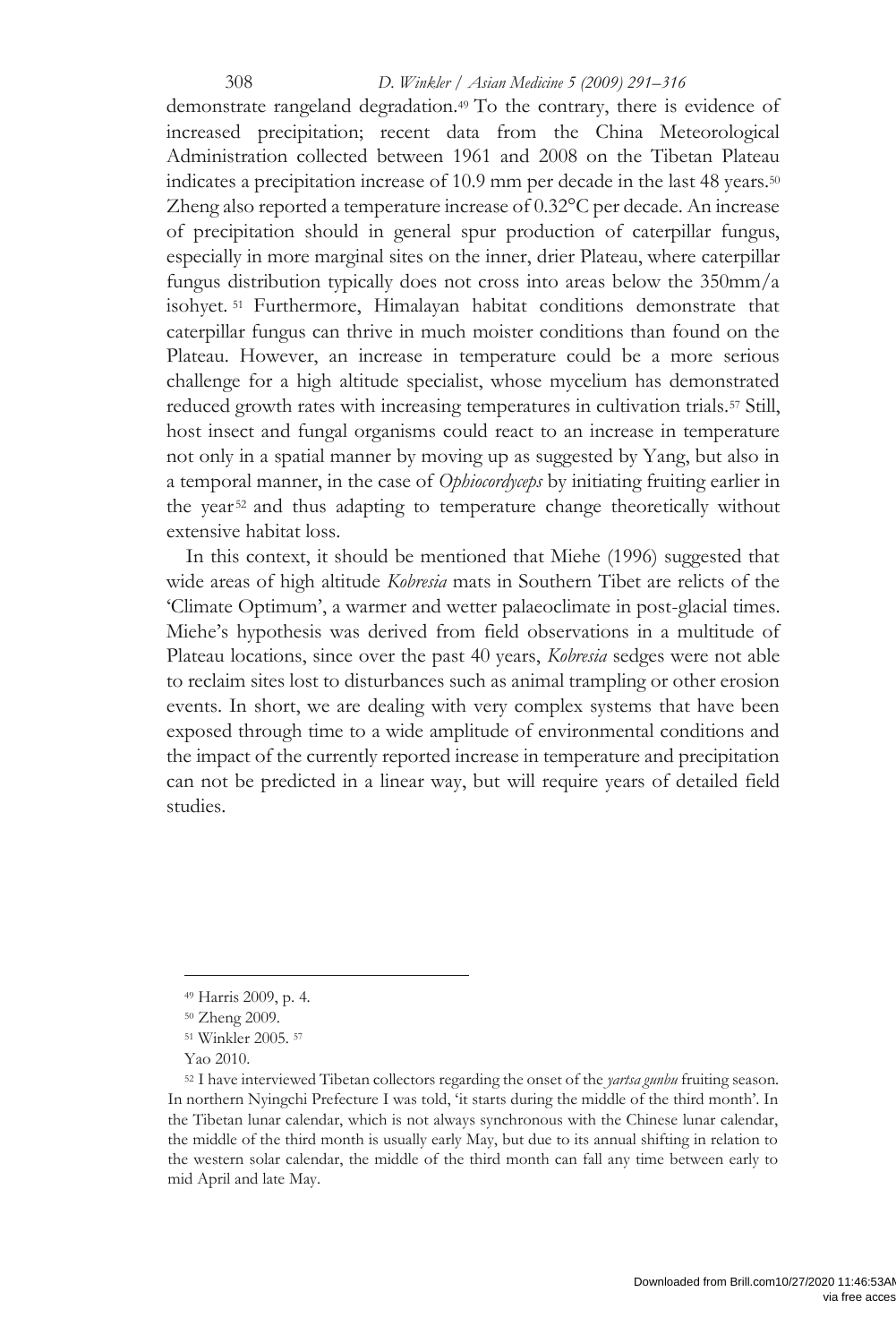demonstrate rangeland degradation.[49] To the contrary, there is evidence of increased precipitation; recent data from the China Meteorological Administration collected between 1961 and 2008 on the Tibetan Plateau indicates a precipitation increase of 10.9 mm per decade in the last 48 years.[50] Zheng also reported a temperature increase of 0.32°C per decade. An increase of precipitation should in general spur production of caterpillar fungus, especially in more marginal sites on the inner, drier Plateau, where caterpillar fungus distribution typically does not cross into areas below the 350mm/a isohyet.[51] Furthermore, Himalayan habitat conditions demonstrate that caterpillar fungus can thrive in much moister conditions than found on the Plateau. However, an increase in temperature could be a more serious challenge for a high altitude specialist, whose mycelium has demonstrated reduced growth rates with increasing temperatures in cultivation trials.[57] Still, host insect and fungal organisms could react to an increase in temperature not only in a spatial manner by moving up as suggested by Yang, but also in a temporal manner, in the case of *Ophiocordyceps* by initiating fruiting earlier in the year[52] and thus adapting to temperature change theoretically without extensive habitat loss.

In this context, it should be mentioned that Miehe (1996) suggested that wide areas of high altitude *Kobresia* mats in Southern Tibet are relicts of the 'Climate Optimum', a warmer and wetter palaeoclimate in post-glacial times. Miehe's hypothesis was derived from field observations in a multitude of Plateau locations, since over the past 40 years, *Kobresia* sedges were not able to reclaim sites lost to disturbances such as animal trampling or other erosion events. In short, we are dealing with very complex systems that have been exposed through time to a wide amplitude of environmental conditions and the impact of the currently reported increase in temperature and precipitation can not be predicted in a linear way, but will require years of detailed field studies.

---

[49] Harris 2009, p. 4.

[50] Zheng 2009.

[51] Winkler 2005. [57] Yao 2010.

[52] I have interviewed Tibetan collectors regarding the onset of the *yartsa gunbu* fruiting season. In northern Nyingchi Prefecture I was told, 'it starts during the middle of the third month'. In the Tibetan lunar calendar, which is not always synchronous with the Chinese lunar calendar, the middle of the third month is usually early May, but due to its annual shifting in relation to the western solar calendar, the middle of the third month can fall any time between early to mid April and late May.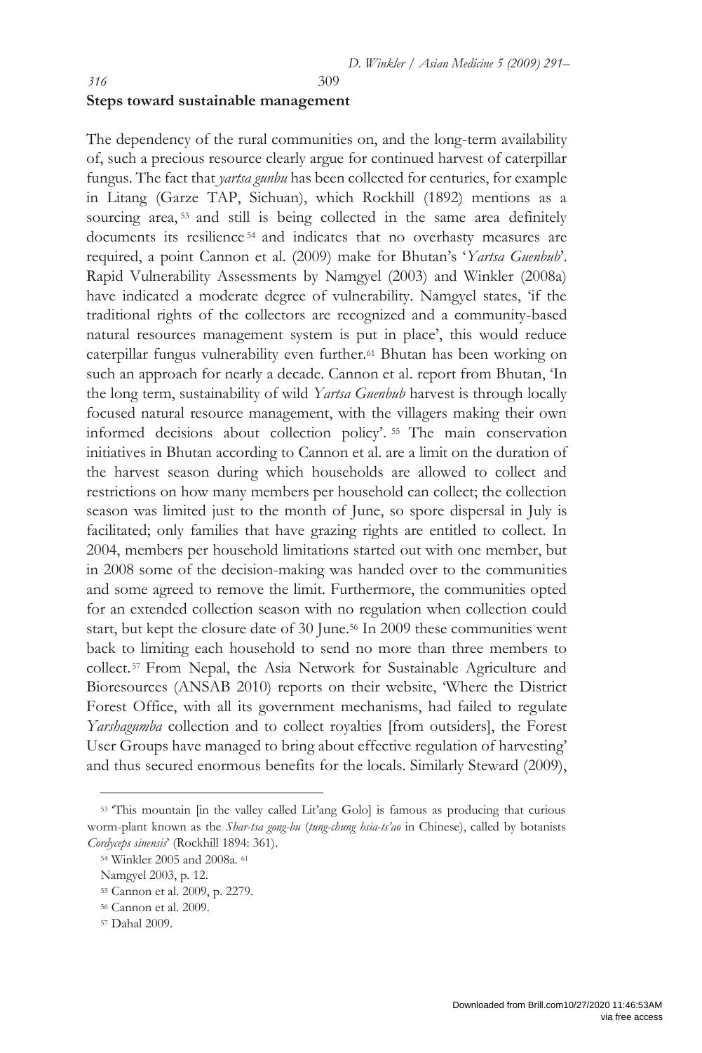## Steps toward sustainable management

The dependency of the rural communities on, and the long-term availability of, such a precious resource clearly argue for continued harvest of caterpillar fungus. The fact that *yartsa gunbu* has been collected for centuries, for example in Litang (Garze TAP, Sichuan), which Rockhill (1892) mentions as a sourcing area,[53] and still is being collected in the same area definitely documents its resilience[54] and indicates that no overhasty measures are required, a point Cannon et al. (2009) make for Bhutan's '*Yartsa Guenbub*'. Rapid Vulnerability Assessments by Namgyel (2003) and Winkler (2008a) have indicated a moderate degree of vulnerability. Namgyel states, 'if the traditional rights of the collectors are recognized and a community-based natural resources management system is put in place', this would reduce caterpillar fungus vulnerability even further.[61] Bhutan has been working on such an approach for nearly a decade. Cannon et al. report from Bhutan, 'In the long term, sustainability of wild *Yartsa Guenbub* harvest is through locally focused natural resource management, with the villagers making their own informed decisions about collection policy'.[55] The main conservation initiatives in Bhutan according to Cannon et al. are a limit on the duration of the harvest season during which households are allowed to collect and restrictions on how many members per household can collect; the collection season was limited just to the month of June, so spore dispersal in July is facilitated; only families that have grazing rights are entitled to collect. In 2004, members per household limitations started out with one member, but in 2008 some of the decision-making was handed over to the communities and some agreed to remove the limit. Furthermore, the communities opted for an extended collection season with no regulation when collection could start, but kept the closure date of 30 June.[56] In 2009 these communities went back to limiting each household to send no more than three members to collect.[57] From Nepal, the Asia Network for Sustainable Agriculture and Bioresources (ANSAB 2010) reports on their website, 'Where the District Forest Office, with all its government mechanisms, had failed to regulate *Yarshagumba* collection and to collect royalties [from outsiders], the Forest User Groups have managed to bring about effective regulation of harvesting' and thus secured enormous benefits for the locals. Similarly Steward (2009),

---

[53] 'This mountain [in the valley called Lit'ang Golo] is famous as producing that curious worm-plant known as the *Shar-tsa gong-bu* (*tung-chung hsia-ts'ao* in Chinese), called by botanists *Cordyceps sinensis*' (Rockhill 1894: 361).

[54] Winkler 2005 and 2008a.

[61] Namgyel 2003, p. 12.

[55] Cannon et al. 2009, p. 2279.

[56] Cannon et al. 2009.

[57] Dahal 2009.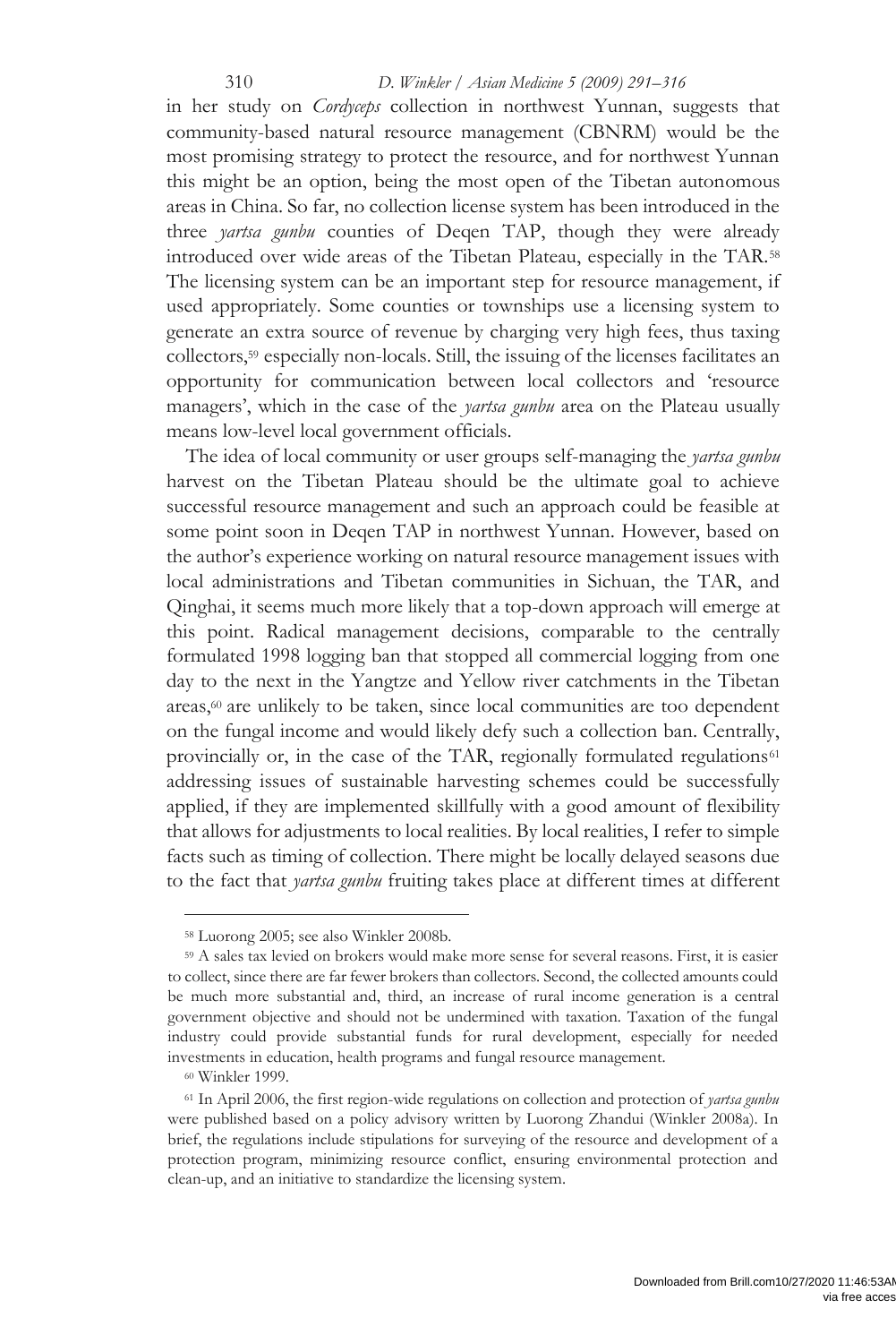in her study on *Cordyceps* collection in northwest Yunnan, suggests that community-based natural resource management (CBNRM) would be the most promising strategy to protect the resource, and for northwest Yunnan this might be an option, being the most open of the Tibetan autonomous areas in China. So far, no collection license system has been introduced in the three *yartsa gunbu* counties of Deqen TAP, though they were already introduced over wide areas of the Tibetan Plateau, especially in the TAR.[58] The licensing system can be an important step for resource management, if used appropriately. Some counties or townships use a licensing system to generate an extra source of revenue by charging very high fees, thus taxing collectors,[59] especially non-locals. Still, the issuing of the licenses facilitates an opportunity for communication between local collectors and 'resource managers', which in the case of the *yartsa gunbu* area on the Plateau usually means low-level local government officials.

The idea of local community or user groups self-managing the *yartsa gunbu* harvest on the Tibetan Plateau should be the ultimate goal to achieve successful resource management and such an approach could be feasible at some point soon in Deqen TAP in northwest Yunnan. However, based on the author's experience working on natural resource management issues with local administrations and Tibetan communities in Sichuan, the TAR, and Qinghai, it seems much more likely that a top-down approach will emerge at this point. Radical management decisions, comparable to the centrally formulated 1998 logging ban that stopped all commercial logging from one day to the next in the Yangtze and Yellow river catchments in the Tibetan areas,[60] are unlikely to be taken, since local communities are too dependent on the fungal income and would likely defy such a collection ban. Centrally, provincially or, in the case of the TAR, regionally formulated regulations[61] addressing issues of sustainable harvesting schemes could be successfully applied, if they are implemented skillfully with a good amount of flexibility that allows for adjustments to local realities. By local realities, I refer to simple facts such as timing of collection. There might be locally delayed seasons due to the fact that *yartsa gunbu* fruiting takes place at different times at different

---

[58] Luorong 2005; see also Winkler 2008b.

[59] A sales tax levied on brokers would make more sense for several reasons. First, it is easier to collect, since there are far fewer brokers than collectors. Second, the collected amounts could be much more substantial and, third, an increase of rural income generation is a central government objective and should not be undermined with taxation. Taxation of the fungal industry could provide substantial funds for rural development, especially for needed investments in education, health programs and fungal resource management.

[60] Winkler 1999.

[61] In April 2006, the first region-wide regulations on collection and protection of *yartsa gunbu* were published based on a policy advisory written by Luorong Zhandui (Winkler 2008a). In brief, the regulations include stipulations for surveying of the resource and development of a protection program, minimizing resource conflict, ensuring environmental protection and clean-up, and an initiative to standardize the licensing system.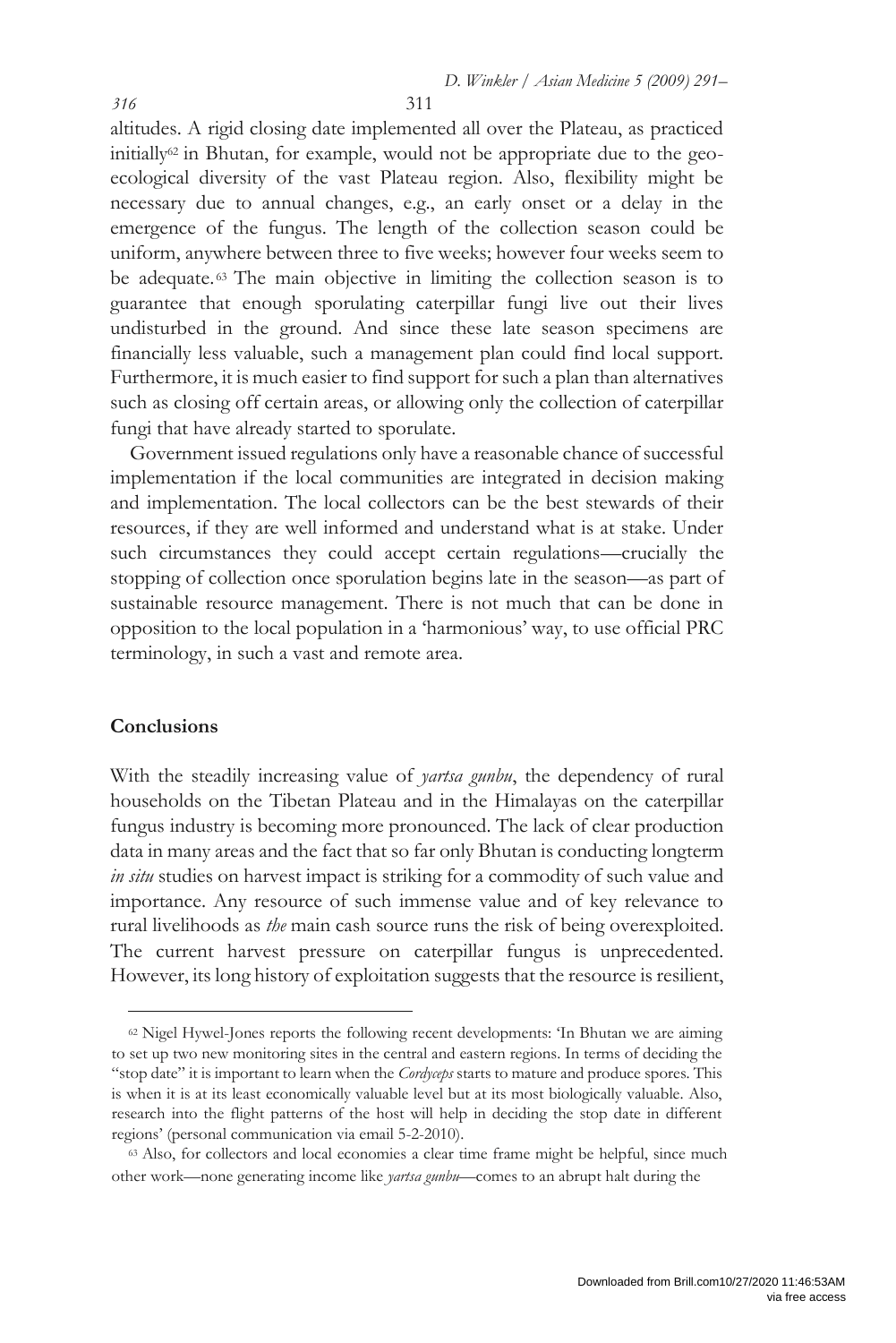altitudes. A rigid closing date implemented all over the Plateau, as practiced initially[62] in Bhutan, for example, would not be appropriate due to the geo-ecological diversity of the vast Plateau region. Also, flexibility might be necessary due to annual changes, e.g., an early onset or a delay in the emergence of the fungus. The length of the collection season could be uniform, anywhere between three to five weeks; however four weeks seem to be adequate.[63] The main objective in limiting the collection season is to guarantee that enough sporulating caterpillar fungi live out their lives undisturbed in the ground. And since these late season specimens are financially less valuable, such a management plan could find local support. Furthermore, it is much easier to find support for such a plan than alternatives such as closing off certain areas, or allowing only the collection of caterpillar fungi that have already started to sporulate.

Government issued regulations only have a reasonable chance of successful implementation if the local communities are integrated in decision making and implementation. The local collectors can be the best stewards of their resources, if they are well informed and understand what is at stake. Under such circumstances they could accept certain regulations—crucially the stopping of collection once sporulation begins late in the season—as part of sustainable resource management. There is not much that can be done in opposition to the local population in a 'harmonious' way, to use official PRC terminology, in such a vast and remote area.

## Conclusions

With the steadily increasing value of *yartsa gunbu*, the dependency of rural households on the Tibetan Plateau and in the Himalayas on the caterpillar fungus industry is becoming more pronounced. The lack of clear production data in many areas and the fact that so far only Bhutan is conducting longterm *in situ* studies on harvest impact is striking for a commodity of such value and importance. Any resource of such immense value and of key relevance to rural livelihoods as *the* main cash source runs the risk of being overexploited. The current harvest pressure on caterpillar fungus is unprecedented. However, its long history of exploitation suggests that the resource is resilient,

[62] Nigel Hywel-Jones reports the following recent developments: 'In Bhutan we are aiming to set up two new monitoring sites in the central and eastern regions. In terms of deciding the "stop date" it is important to learn when the *Cordyceps* starts to mature and produce spores. This is when it is at its least economically valuable level but at its most biologically valuable. Also, research into the flight patterns of the host will help in deciding the stop date in different regions' (personal communication via email 5-2-2010).

[63] Also, for collectors and local economies a clear time frame might be helpful, since much other work—none generating income like *yartsa gunbu*—comes to an abrupt halt during the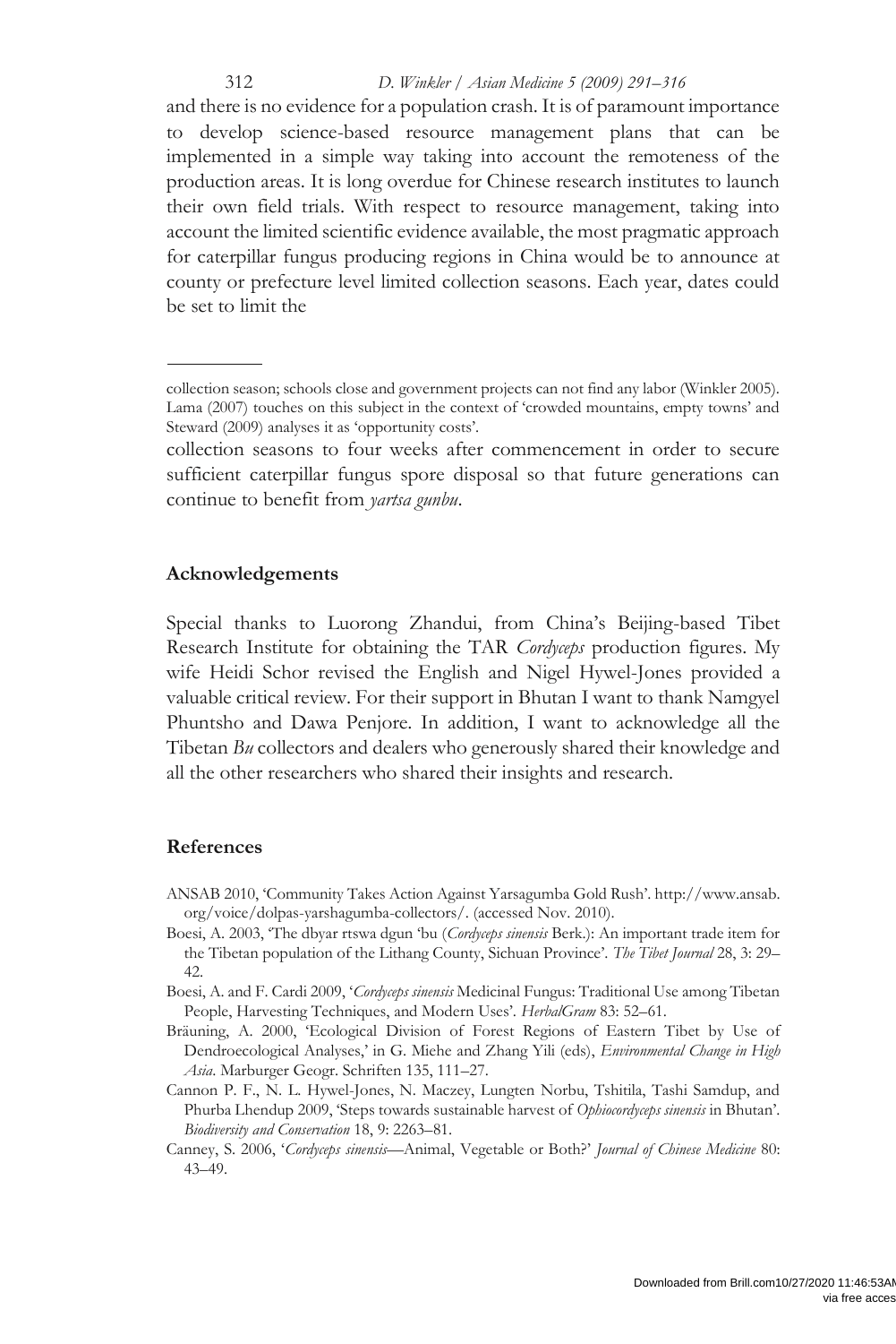and there is no evidence for a population crash. It is of paramount importance to develop science-based resource management plans that can be implemented in a simple way taking into account the remoteness of the production areas. It is long overdue for Chinese research institutes to launch their own field trials. With respect to resource management, taking into account the limited scientific evidence available, the most pragmatic approach for caterpillar fungus producing regions in China would be to announce at county or prefecture level limited collection seasons. Each year, dates could be set to limit the collection seasons to four weeks after commencement in order to secure sufficient caterpillar fungus spore disposal so that future generations can continue to benefit from *yartsa gunbu*.

---

collection season; schools close and government projects can not find any labor (Winkler 2005). Lama (2007) touches on this subject in the context of 'crowded mountains, empty towns' and Steward (2009) analyses it as 'opportunity costs'.

## Acknowledgements

Special thanks to Luorong Zhandui, from China's Beijing-based Tibet Research Institute for obtaining the TAR *Cordyceps* production figures. My wife Heidi Schor revised the English and Nigel Hywel-Jones provided a valuable critical review. For their support in Bhutan I want to thank Namgyel Phuntsho and Dawa Penjore. In addition, I want to acknowledge all the Tibetan *Bu* collectors and dealers who generously shared their knowledge and all the other researchers who shared their insights and research.

## References

ANSAB 2010, 'Community Takes Action Against Yarsagumba Gold Rush'. http://www.ansab.org/voice/dolpas-yarshagumba-collectors/. (accessed Nov. 2010).

Boesi, A. 2003, 'The dbyar rtswa dgun 'bu (*Cordyceps sinensis* Berk.): An important trade item for the Tibetan population of the Lithang County, Sichuan Province'. *The Tibet Journal* 28, 3: 29–42.

Boesi, A. and F. Cardi 2009, '*Cordyceps sinensis* Medicinal Fungus: Traditional Use among Tibetan People, Harvesting Techniques, and Modern Uses'. *HerbalGram* 83: 52–61.

Bräuning, A. 2000, 'Ecological Division of Forest Regions of Eastern Tibet by Use of Dendroecological Analyses,' in G. Miehe and Zhang Yili (eds), *Environmental Change in High Asia*. Marburger Geogr. Schriften 135, 111–27.

Cannon P. F., N. L. Hywel-Jones, N. Maczey, Lungten Norbu, Tshitila, Tashi Samdup, and Phurba Lhendup 2009, 'Steps towards sustainable harvest of *Ophiocordyceps sinensis* in Bhutan'. *Biodiversity and Conservation* 18, 9: 2263–81.

Canney, S. 2006, '*Cordyceps sinensis*—Animal, Vegetable or Both?' *Journal of Chinese Medicine* 80: 43–49.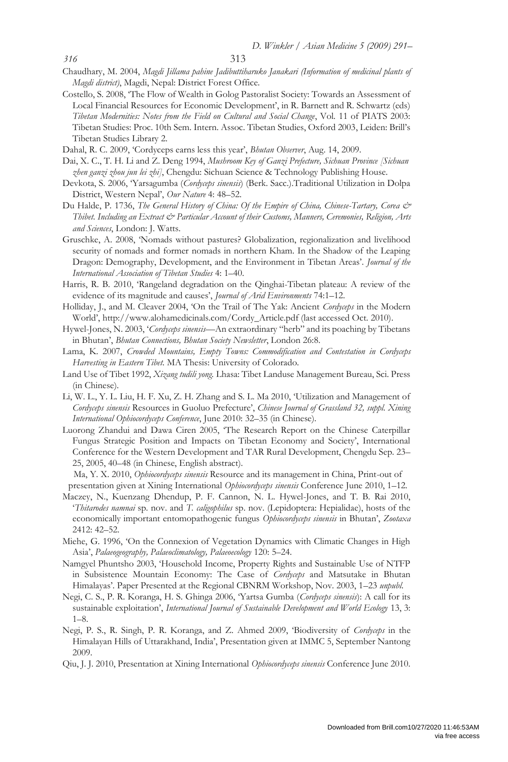Chaudhary, M. 2004, *Magdi Jillama pahine Jadibuttiharuko Janakari (Information of medicinal plants of Magdi district)*, Magdi, Nepal: District Forest Office.

Costello, S. 2008, 'The Flow of Wealth in Golog Pastoralist Society: Towards an Assessment of Local Financial Resources for Economic Development', in R. Barnett and R. Schwartz (eds) *Tibetan Modernities: Notes from the Field on Cultural and Social Change*, Vol. 11 of PIATS 2003: Tibetan Studies: Proc. 10th Sem. Intern. Assoc. Tibetan Studies, Oxford 2003, Leiden: Brill's Tibetan Studies Library 2.

Dahal, R. C. 2009, 'Cordyceps earns less this year', *Bhutan Observer*, Aug. 14, 2009.

Dai, X. C., T. H. Li and Z. Deng 1994, *Mushroom Key of Ganzi Prefecture, Sichuan Province [Sichuan zhen ganzi zhou jun lei zhi]*, Chengdu: Sichuan Science & Technology Publishing House.

Devkota, S. 2006, 'Yarsagumba (*Cordyceps sinensis*) (Berk. Sacc.).Traditional Utilization in Dolpa District, Western Nepal', *Our Nature* 4: 48–52.

Du Halde, P. 1736, *The General History of China: Of the Empire of China, Chinese-Tartary, Corea & Thibet. Including an Extract & Particular Account of their Customs, Manners, Ceremonies, Religion, Arts and Sciences*, London: J. Watts.

Gruschke, A. 2008, 'Nomads without pastures? Globalization, regionalization and livelihood security of nomads and former nomads in northern Kham. In the Shadow of the Leaping Dragon: Demography, Development, and the Environment in Tibetan Areas'. *Journal of the International Association of Tibetan Studies* 4: 1–40.

Harris, R. B. 2010, 'Rangeland degradation on the Qinghai-Tibetan plateau: A review of the evidence of its magnitude and causes', *Journal of Arid Environments* 74:1–12.

Holliday, J., and M. Cleaver 2004, 'On the Trail of The Yak: Ancient *Cordyceps* in the Modern World', http://www.alohamedicinals.com/Cordy_Article.pdf (last accessed Oct. 2010).

Hywel-Jones, N. 2003, '*Cordyceps sinensis*—An extraordinary "herb" and its poaching by Tibetans in Bhutan', *Bhutan Connections, Bhutan Society Newsletter*, London 26:8.

Lama, K. 2007, *Crowded Mountains, Empty Towns: Commodification and Contestation in Cordyceps Harvesting in Eastern Tibet*. MA Thesis: University of Colorado.

Land Use of Tibet 1992, *Xizang tudili yong*. Lhasa: Tibet Landuse Management Bureau, Sci. Press (in Chinese).

Li, W. L., Y. L. Liu, H. F. Xu, Z. H. Zhang and S. L. Ma 2010, 'Utilization and Management of *Cordyceps sinensis* Resources in Guoluo Prefecture', *Chinese Journal of Grassland 32, suppl. Xining International Ophiocordyceps Conference*, June 2010: 32–35 (in Chinese).

Luorong Zhandui and Dawa Ciren 2005, 'The Research Report on the Chinese Caterpillar Fungus Strategic Position and Impacts on Tibetan Economy and Society', International Conference for the Western Development and TAR Rural Development, Chengdu Sep. 23–25, 2005, 40–48 (in Chinese, English abstract).

Ma, Y. X. 2010, *Ophiocordyceps sinensis* Resource and its management in China, Print-out of presentation given at Xining International *Ophiocordyceps sinensis* Conference June 2010, 1–12.

Maczey, N., Kuenzang Dhendup, P. F. Cannon, N. L. Hywel-Jones, and T. B. Rai 2010, '*Thitarodes namnai* sp. nov. and *T. caligophilus* sp. nov. (Lepidoptera: Hepialidae), hosts of the economically important entomopathogenic fungus *Ophiocordyceps sinensis* in Bhutan', *Zootaxa* 2412: 42–52.

Miehe, G. 1996, 'On the Connexion of Vegetation Dynamics with Climatic Changes in High Asia', *Palaeogeography, Palaeoclimatology, Palaeoecology* 120: 5–24.

Namgyel Phuntsho 2003, 'Household Income, Property Rights and Sustainable Use of NTFP in Subsistence Mountain Economy: The Case of *Cordyceps* and Matsutake in Bhutan Himalayas'. Paper Presented at the Regional CBNRM Workshop, Nov. 2003, 1–23 *unpubl.*

Negi, C. S., P. R. Koranga, H. S. Ghinga 2006, 'Yartsa Gumba (*Cordyceps sinensis*): A call for its sustainable exploitation', *International Journal of Sustainable Development and World Ecology* 13, 3: 1–8.

Negi, P. S., R. Singh, P. R. Koranga, and Z. Ahmed 2009, 'Biodiversity of *Cordyceps* in the Himalayan Hills of Uttarakhand, India', Presentation given at IMMC 5, September Nantong 2009.

Qiu, J. J. 2010, Presentation at Xining International *Ophiocordyceps sinensis* Conference June 2010.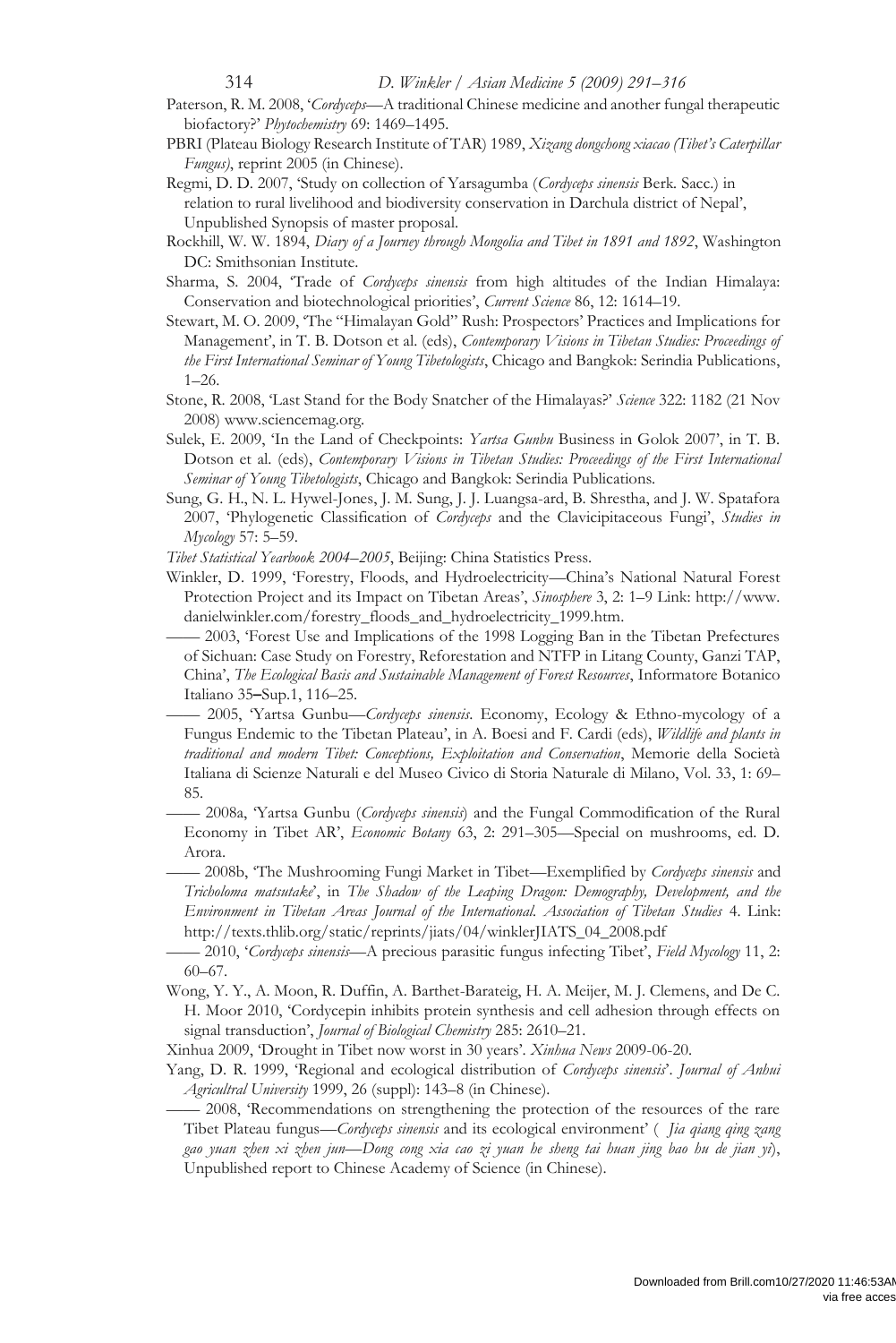Paterson, R. M. 2008, '*Cordyceps*—A traditional Chinese medicine and another fungal therapeutic biofactory?' *Phytochemistry* 69: 1469–1495.

PBRI (Plateau Biology Research Institute of TAR) 1989, *Xizang dongchong xiacao (Tibet's Caterpillar Fungus)*, reprint 2005 (in Chinese).

Regmi, D. D. 2007, 'Study on collection of Yarsagumba (*Cordyceps sinensis* Berk. Sacc.) in relation to rural livelihood and biodiversity conservation in Darchula district of Nepal', Unpublished Synopsis of master proposal.

Rockhill, W. W. 1894, *Diary of a Journey through Mongolia and Tibet in 1891 and 1892*, Washington DC: Smithsonian Institute.

Sharma, S. 2004, 'Trade of *Cordyceps sinensis* from high altitudes of the Indian Himalaya: Conservation and biotechnological priorities', *Current Science* 86, 12: 1614–19.

Stewart, M. O. 2009, 'The "Himalayan Gold" Rush: Prospectors' Practices and Implications for Management', in T. B. Dotson et al. (eds), *Contemporary Visions in Tibetan Studies: Proceedings of the First International Seminar of Young Tibetologists*, Chicago and Bangkok: Serindia Publications, 1–26.

Stone, R. 2008, 'Last Stand for the Body Snatcher of the Himalayas?' *Science* 322: 1182 (21 Nov 2008) www.sciencemag.org.

Sulek, E. 2009, 'In the Land of Checkpoints: *Yartsa Gunbu* Business in Golok 2007', in T. B. Dotson et al. (eds), *Contemporary Visions in Tibetan Studies: Proceedings of the First International Seminar of Young Tibetologists*, Chicago and Bangkok: Serindia Publications.

Sung, G. H., N. L. Hywel-Jones, J. M. Sung, J. J. Luangsa-ard, B. Shrestha, and J. W. Spatafora 2007, 'Phylogenetic Classification of *Cordyceps* and the Clavicipitaceous Fungi', *Studies in Mycology* 57: 5–59.

*Tibet Statistical Yearbook 2004–2005*, Beijing: China Statistics Press.

Winkler, D. 1999, 'Forestry, Floods, and Hydroelectricity—China's National Natural Forest Protection Project and its Impact on Tibetan Areas', *Sinosphere* 3, 2: 1–9 Link: http://www.danielwinkler.com/forestry_floods_and_hydroelectricity_1999.htm.

—— 2003, 'Forest Use and Implications of the 1998 Logging Ban in the Tibetan Prefectures of Sichuan: Case Study on Forestry, Reforestation and NTFP in Litang County, Ganzi TAP, China', *The Ecological Basis and Sustainable Management of Forest Resources*, Informatore Botanico Italiano 35–Sup.1, 116–25.

—— 2005, 'Yartsa Gunbu—*Cordyceps sinensis*. Economy, Ecology & Ethno-mycology of a Fungus Endemic to the Tibetan Plateau', in A. Boesi and F. Cardi (eds), *Wildlife and plants in traditional and modern Tibet: Conceptions, Exploitation and Conservation*, Memorie della Società Italiana di Scienze Naturali e del Museo Civico di Storia Naturale di Milano, Vol. 33, 1: 69–85.

—— 2008a, 'Yartsa Gunbu (*Cordyceps sinensis*) and the Fungal Commodification of the Rural Economy in Tibet AR', *Economic Botany* 63, 2: 291–305—Special on mushrooms, ed. D. Arora.

—— 2008b, 'The Mushrooming Fungi Market in Tibet—Exemplified by *Cordyceps sinensis* and *Tricholoma matsutake*', in *The Shadow of the Leaping Dragon: Demography, Development, and the Environment in Tibetan Areas Journal of the International. Association of Tibetan Studies* 4. Link: http://texts.thlib.org/static/reprints/jiats/04/winklerJIATS_04_2008.pdf

—— 2010, '*Cordyceps sinensis*—A precious parasitic fungus infecting Tibet', *Field Mycology* 11, 2: 60–67.

Wong, Y. Y., A. Moon, R. Duffin, A. Barthet-Barateig, H. A. Meijer, M. J. Clemens, and De C. H. Moor 2010, 'Cordycepin inhibits protein synthesis and cell adhesion through effects on signal transduction', *Journal of Biological Chemistry* 285: 2610–21.

Xinhua 2009, 'Drought in Tibet now worst in 30 years'. *Xinhua News* 2009-06-20.

Yang, D. R. 1999, 'Regional and ecological distribution of *Cordyceps sinensis*'. *Journal of Anhui Agricultral University* 1999, 26 (suppl): 143–8 (in Chinese).

—— 2008, 'Recommendations on strengthening the protection of the resources of the rare Tibet Plateau fungus—*Cordyceps sinensis* and its ecological environment' ( *Jia qiang qing zang gao yuan zhen xi zhen jun—Dong cong xia cao zi yuan he sheng tai huan jing bao hu de jian yi*), Unpublished report to Chinese Academy of Science (in Chinese).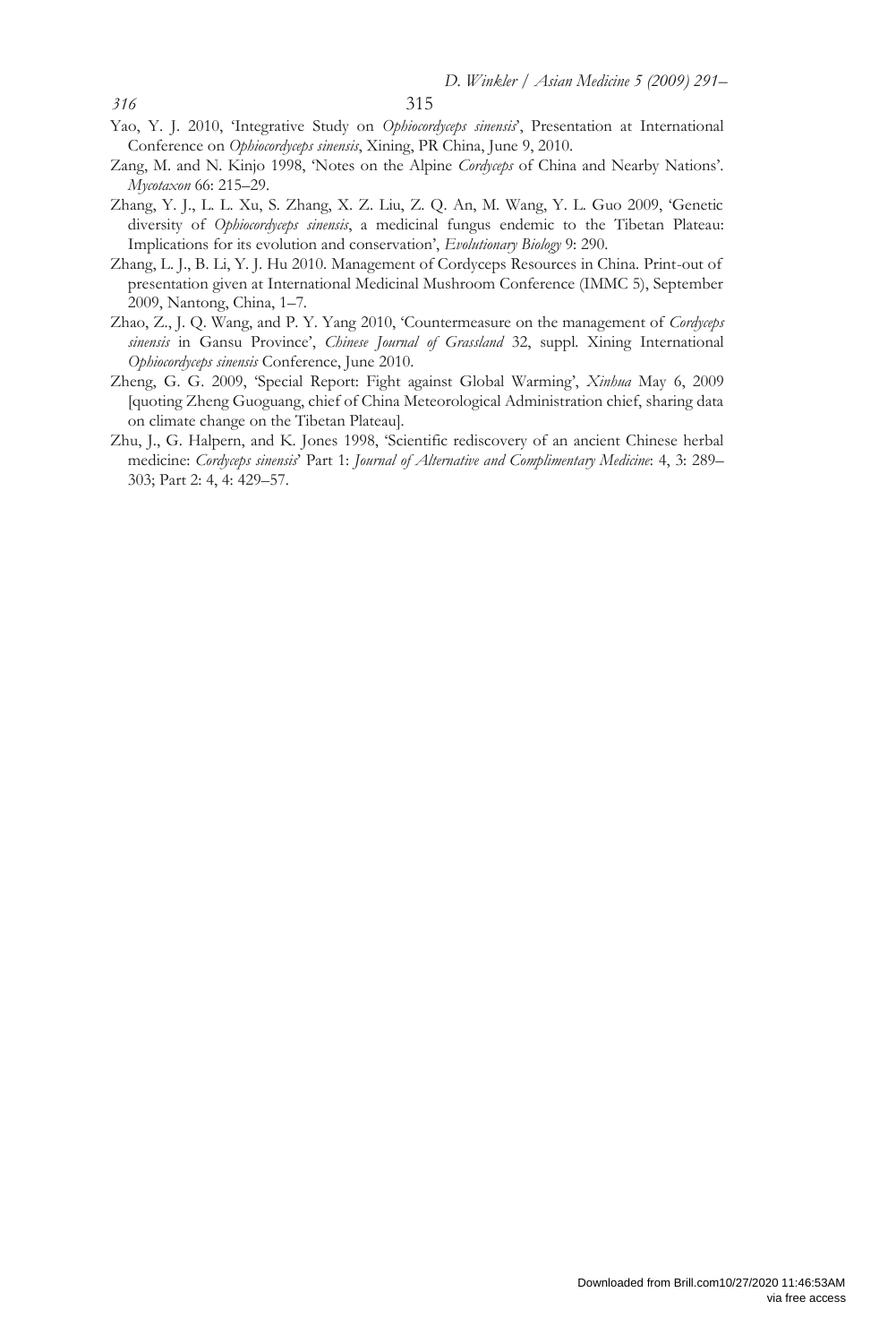Yao, Y. J. 2010, 'Integrative Study on *Ophiocordyceps sinensis*', Presentation at International Conference on *Ophiocordyceps sinensis*, Xining, PR China, June 9, 2010.

Zang, M. and N. Kinjo 1998, 'Notes on the Alpine *Cordyceps* of China and Nearby Nations'. *Mycotaxon* 66: 215–29.

Zhang, Y. J., L. L. Xu, S. Zhang, X. Z. Liu, Z. Q. An, M. Wang, Y. L. Guo 2009, 'Genetic diversity of *Ophiocordyceps sinensis*, a medicinal fungus endemic to the Tibetan Plateau: Implications for its evolution and conservation', *Evolutionary Biology* 9: 290.

Zhang, L. J., B. Li, Y. J. Hu 2010. Management of Cordyceps Resources in China. Print-out of presentation given at International Medicinal Mushroom Conference (IMMC 5), September 2009, Nantong, China, 1–7.

Zhao, Z., J. Q. Wang, and P. Y. Yang 2010, 'Countermeasure on the management of *Cordyceps sinensis* in Gansu Province', *Chinese Journal of Grassland* 32, suppl. Xining International *Ophiocordyceps sinensis* Conference, June 2010.

Zheng, G. G. 2009, 'Special Report: Fight against Global Warming', *Xinhua* May 6, 2009 [quoting Zheng Guoguang, chief of China Meteorological Administration chief, sharing data on climate change on the Tibetan Plateau].

Zhu, J., G. Halpern, and K. Jones 1998, 'Scientific rediscovery of an ancient Chinese herbal medicine: *Cordyceps sinensis*' Part 1: *Journal of Alternative and Complimentary Medicine*: 4, 3: 289–303; Part 2: 4, 4: 429–57.